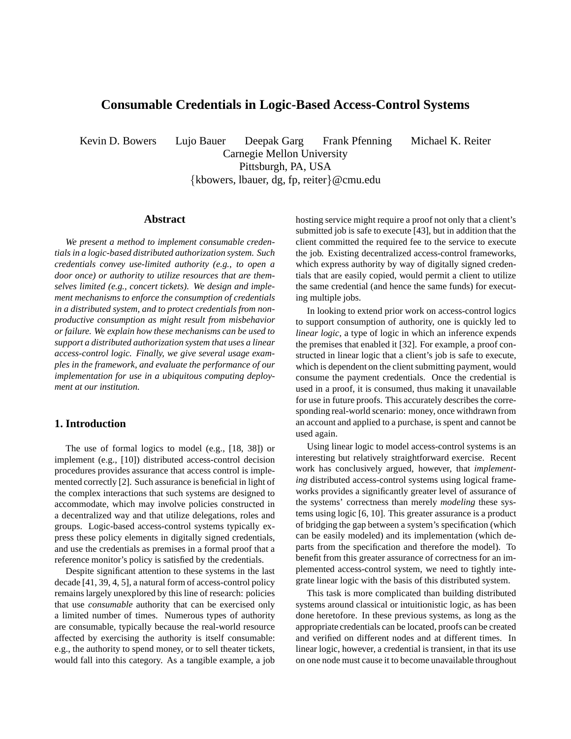# Consumable Credentials in Logic-Based Access-Control Systems

Kevin D. Bowers    Lujo Bauer    Deepak Garg    Frank Pfenning    Michael K. Reiter
Carnegie Mellon University
Pittsburgh, PA, USA
{kbowers, lbauer, dg, fp, reiter}@cmu.edu

## Abstract

*We present a method to implement consumable credentials in a logic-based distributed authorization system. Such credentials convey use-limited authority (e.g., to open a door once) or authority to utilize resources that are themselves limited (e.g., concert tickets). We design and implement mechanisms to enforce the consumption of credentials in a distributed system, and to protect credentials from non-productive consumption as might result from misbehavior or failure. We explain how these mechanisms can be used to support a distributed authorization system that uses a linear access-control logic. Finally, we give several usage examples in the framework, and evaluate the performance of our implementation for use in a ubiquitous computing deployment at our institution.*

## 1. Introduction

The use of formal logics to model (e.g., [18, 38]) or implement (e.g., [10]) distributed access-control decision procedures provides assurance that access control is implemented correctly [2]. Such assurance is beneficial in light of the complex interactions that such systems are designed to accommodate, which may involve policies constructed in a decentralized way and that utilize delegations, roles and groups. Logic-based access-control systems typically express these policy elements in digitally signed credentials, and use the credentials as premises in a formal proof that a reference monitor's policy is satisfied by the credentials.

Despite significant attention to these systems in the last decade [41, 39, 4, 5], a natural form of access-control policy remains largely unexplored by this line of research: policies that use *consumable* authority that can be exercised only a limited number of times. Numerous types of authority are consumable, typically because the real-world resource affected by exercising the authority is itself consumable: e.g., the authority to spend money, or to sell theater tickets, would fall into this category. As a tangible example, a job hosting service might require a proof not only that a client's submitted job is safe to execute [43], but in addition that the client committed the required fee to the service to execute the job. Existing decentralized access-control frameworks, which express authority by way of digitally signed credentials that are easily copied, would permit a client to utilize the same credential (and hence the same funds) for executing multiple jobs.

In looking to extend prior work on access-control logics to support consumption of authority, one is quickly led to *linear logic*, a type of logic in which an inference expends the premises that enabled it [32]. For example, a proof constructed in linear logic that a client's job is safe to execute, which is dependent on the client submitting payment, would consume the payment credentials. Once the credential is used in a proof, it is consumed, thus making it unavailable for use in future proofs. This accurately describes the corresponding real-world scenario: money, once withdrawn from an account and applied to a purchase, is spent and cannot be used again.

Using linear logic to model access-control systems is an interesting but relatively straightforward exercise. Recent work has conclusively argued, however, that *implementing* distributed access-control systems using logical frameworks provides a significantly greater level of assurance of the systems' correctness than merely *modeling* these systems using logic [6, 10]. This greater assurance is a product of bridging the gap between a system's specification (which can be easily modeled) and its implementation (which departs from the specification and therefore the model). To benefit from this greater assurance of correctness for an implemented access-control system, we need to tightly integrate linear logic with the basis of this distributed system.

This task is more complicated than building distributed systems around classical or intuitionistic logic, as has been done heretofore. In these previous systems, as long as the appropriate credentials can be located, proofs can be created and verified on different nodes and at different times. In linear logic, however, a credential is transient, in that its use on one node must cause it to become unavailable throughout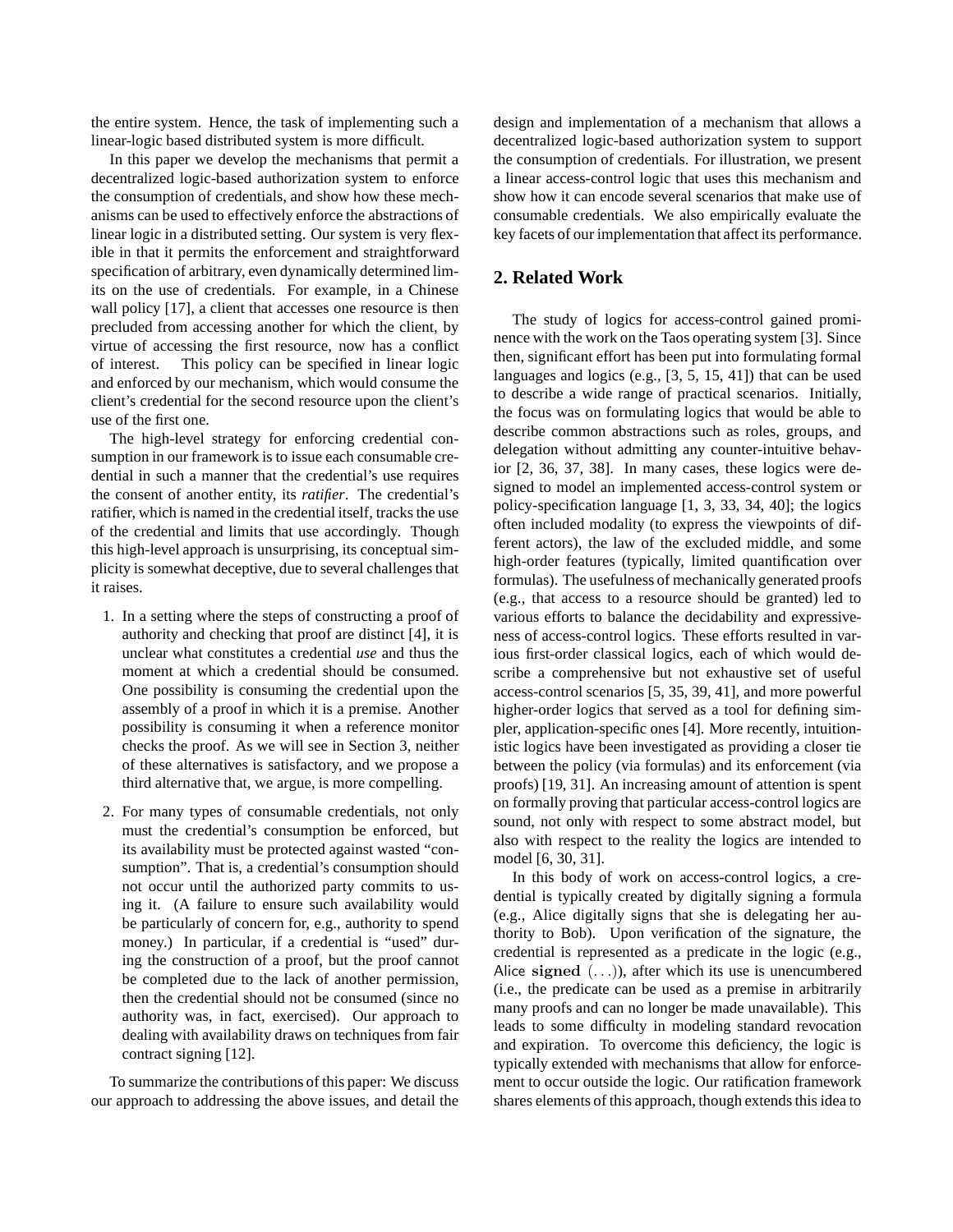the entire system. Hence, the task of implementing such a linear-logic based distributed system is more difficult.

In this paper we develop the mechanisms that permit a decentralized logic-based authorization system to enforce the consumption of credentials, and show how these mechanisms can be used to effectively enforce the abstractions of linear logic in a distributed setting. Our system is very flexible in that it permits the enforcement and straightforward specification of arbitrary, even dynamically determined limits on the use of credentials. For example, in a Chinese wall policy [17], a client that accesses one resource is then precluded from accessing another for which the client, by virtue of accessing the first resource, now has a conflict of interest. This policy can be specified in linear logic and enforced by our mechanism, which would consume the client's credential for the second resource upon the client's use of the first one.

The high-level strategy for enforcing credential consumption in our framework is to issue each consumable credential in such a manner that the credential's use requires the consent of another entity, its *ratifier*. The credential's ratifier, which is named in the credential itself, tracks the use of the credential and limits that use accordingly. Though this high-level approach is unsurprising, its conceptual simplicity is somewhat deceptive, due to several challenges that it raises.

1. In a setting where the steps of constructing a proof of authority and checking that proof are distinct [4], it is unclear what constitutes a credential *use* and thus the moment at which a credential should be consumed. One possibility is consuming the credential upon the assembly of a proof in which it is a premise. Another possibility is consuming it when a reference monitor checks the proof. As we will see in Section 3, neither of these alternatives is satisfactory, and we propose a third alternative that, we argue, is more compelling.

2. For many types of consumable credentials, not only must the credential's consumption be enforced, but its availability must be protected against wasted "consumption". That is, a credential's consumption should not occur until the authorized party commits to using it. (A failure to ensure such availability would be particularly of concern for, e.g., authority to spend money.) In particular, if a credential is "used" during the construction of a proof, but the proof cannot be completed due to the lack of another permission, then the credential should not be consumed (since no authority was, in fact, exercised). Our approach to dealing with availability draws on techniques from fair contract signing [12].

To summarize the contributions of this paper: We discuss our approach to addressing the above issues, and detail the design and implementation of a mechanism that allows a decentralized logic-based authorization system to support the consumption of credentials. For illustration, we present a linear access-control logic that uses this mechanism and show how it can encode several scenarios that make use of consumable credentials. We also empirically evaluate the key facets of our implementation that affect its performance.

## 2. Related Work

The study of logics for access-control gained prominence with the work on the Taos operating system [3]. Since then, significant effort has been put into formulating formal languages and logics (e.g., [3, 5, 15, 41]) that can be used to describe a wide range of practical scenarios. Initially, the focus was on formulating logics that would be able to describe common abstractions such as roles, groups, and delegation without admitting any counter-intuitive behavior [2, 36, 37, 38]. In many cases, these logics were designed to model an implemented access-control system or policy-specification language [1, 3, 33, 34, 40]; the logics often included modality (to express the viewpoints of different actors), the law of the excluded middle, and some high-order features (typically, limited quantification over formulas). The usefulness of mechanically generated proofs (e.g., that access to a resource should be granted) led to various efforts to balance the decidability and expressiveness of access-control logics. These efforts resulted in various first-order classical logics, each of which would describe a comprehensive but not exhaustive set of useful access-control scenarios [5, 35, 39, 41], and more powerful higher-order logics that served as a tool for defining simpler, application-specific ones [4]. More recently, intuitionistic logics have been investigated as providing a closer tie between the policy (via formulas) and its enforcement (via proofs) [19, 31]. An increasing amount of attention is spent on formally proving that particular access-control logics are sound, not only with respect to some abstract model, but also with respect to the reality the logics are intended to model [6, 30, 31].

In this body of work on access-control logics, a credential is typically created by digitally signing a formula (e.g., Alice digitally signs that she is delegating her authority to Bob). Upon verification of the signature, the credential is represented as a predicate in the logic (e.g., Alice $\mathbf{signed}\ (\ldots)$), after which its use is unencumbered (i.e., the predicate can be used as a premise in arbitrarily many proofs and can no longer be made unavailable). This leads to some difficulty in modeling standard revocation and expiration. To overcome this deficiency, the logic is typically extended with mechanisms that allow for enforcement to occur outside the logic. Our ratification framework shares elements of this approach, though extends this idea to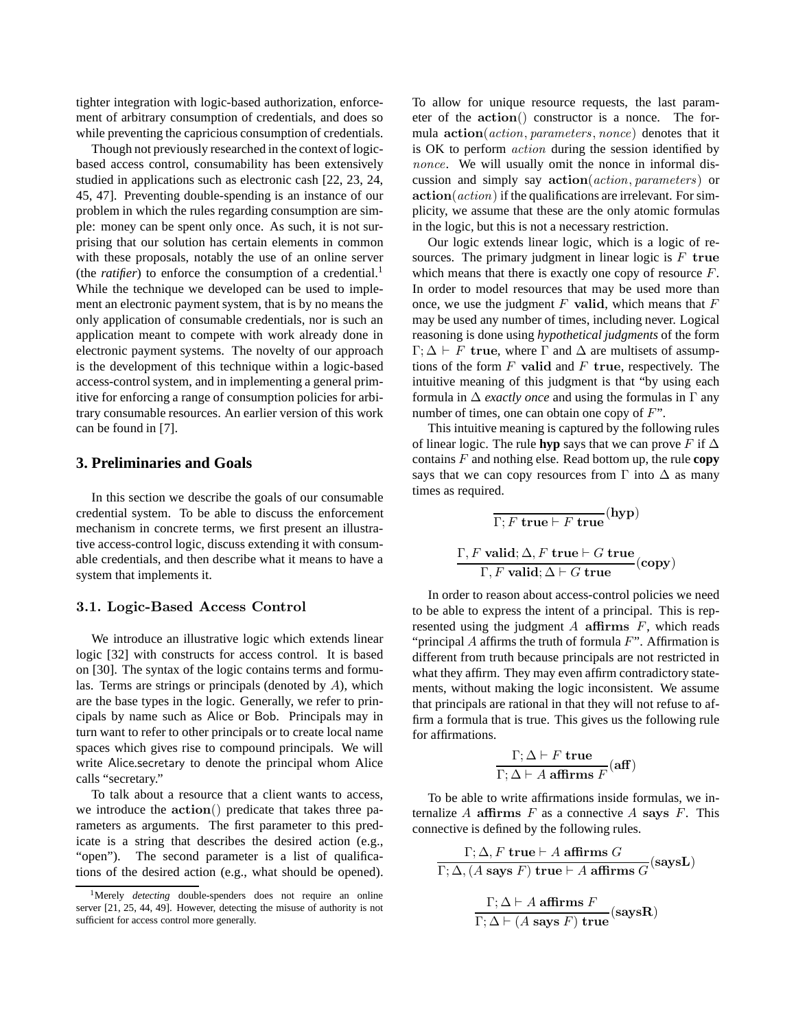tighter integration with logic-based authorization, enforcement of arbitrary consumption of credentials, and does so while preventing the capricious consumption of credentials.

Though not previously researched in the context of logic-based access control, consumability has been extensively studied in applications such as electronic cash [22, 23, 24, 45, 47]. Preventing double-spending is an instance of our problem in which the rules regarding consumption are simple: money can be spent only once. As such, it is not surprising that our solution has certain elements in common with these proposals, notably the use of an online server (the *ratifier*) to enforce the consumption of a credential.[1] While the technique we developed can be used to implement an electronic payment system, that is by no means the only application of consumable credentials, nor is such an application meant to compete with work already done in electronic payment systems. The novelty of our approach is the development of this technique within a logic-based access-control system, and in implementing a general primitive for enforcing a range of consumption policies for arbitrary consumable resources. An earlier version of this work can be found in [7].

## 3. Preliminaries and Goals

In this section we describe the goals of our consumable credential system. To be able to discuss the enforcement mechanism in concrete terms, we first present an illustrative access-control logic, discuss extending it with consumable credentials, and then describe what it means to have a system that implements it.

### 3.1. Logic-Based Access Control

We introduce an illustrative logic which extends linear logic [32] with constructs for access control. It is based on [30]. The syntax of the logic contains terms and formulas. Terms are strings or principals (denoted by $A$), which are the base types in the logic. Generally, we refer to principals by name such as Alice or Bob. Principals may in turn want to refer to other principals or to create local name spaces which gives rise to compound principals. We will write Alice.secretary to denote the principal whom Alice calls "secretary."

To talk about a resource that a client wants to access, we introduce the $\mathbf{action}()$ predicate that takes three parameters as arguments. The first parameter to this predicate is a string that describes the desired action (e.g., "open"). The second parameter is a list of qualifications of the desired action (e.g., what should be opened). To allow for unique resource requests, the last parameter of the $\mathbf{action}()$ constructor is a nonce. The formula $\mathbf{action}(\mathit{action}, \mathit{parameters}, \mathit{nonce})$ denotes that it is OK to perform $\mathit{action}$ during the session identified by $\mathit{nonce}$. We will usually omit the nonce in informal discussion and simply say $\mathbf{action}(\mathit{action}, \mathit{parameters})$ or $\mathbf{action}(\mathit{action})$ if the qualifications are irrelevant. For simplicity, we assume that these are the only atomic formulas in the logic, but this is not a necessary restriction.

Our logic extends linear logic, which is a logic of resources. The primary judgment in linear logic is $F$ $\mathbf{true}$ which means that there is exactly one copy of resource $F$. In order to model resources that may be used more than once, we use the judgment $F$ $\mathbf{valid}$, which means that $F$ may be used any number of times, including never. Logical reasoning is done using *hypothetical judgments* of the form $\Gamma; \Delta \vdash F$ $\mathbf{true}$, where $\Gamma$ and $\Delta$ are multisets of assumptions of the form $F$ $\mathbf{valid}$ and $F$ $\mathbf{true}$, respectively. The intuitive meaning of this judgment is that "by using each formula in $\Delta$ *exactly once* and using the formulas in $\Gamma$ any number of times, one can obtain one copy of $F$".

This intuitive meaning is captured by the following rules of linear logic. The rule **hyp** says that we can prove $F$ if $\Delta$ contains $F$ and nothing else. Read bottom up, the rule **copy** says that we can copy resources from $\Gamma$ into $\Delta$ as many times as required.

$$\frac{}{\Gamma; F\ \mathbf{true} \vdash F\ \mathbf{true}}(\mathbf{hyp})$$

$$\frac{\Gamma, F\ \mathbf{valid}; \Delta, F\ \mathbf{true} \vdash G\ \mathbf{true}}{\Gamma, F\ \mathbf{valid}; \Delta \vdash G\ \mathbf{true}}(\mathbf{copy})$$

In order to reason about access-control policies we need to be able to express the intent of a principal. This is represented using the judgment $A$ $\mathbf{affirms}$ $F$, which reads "principal $A$ affirms the truth of formula $F$". Affirmation is different from truth because principals are not restricted in what they affirm. They may even affirm contradictory statements, without making the logic inconsistent. We assume that principals are rational in that they will not refuse to affirm a formula that is true. This gives us the following rule for affirmations.

$$\frac{\Gamma; \Delta \vdash F\ \mathbf{true}}{\Gamma; \Delta \vdash A\ \mathbf{affirms}\ F}(\mathbf{aff})$$

To be able to write affirmations inside formulas, we internalize $A$ $\mathbf{affirms}$ $F$ as a connective $A$ $\mathbf{says}$ $F$. This connective is defined by the following rules.

$$\frac{\Gamma; \Delta, F\ \mathbf{true} \vdash A\ \mathbf{affirms}\ G}{\Gamma; \Delta, (A\ \mathbf{says}\ F)\ \mathbf{true} \vdash A\ \mathbf{affirms}\ G}(\mathbf{saysL})$$

$$\frac{\Gamma; \Delta \vdash A\ \mathbf{affirms}\ F}{\Gamma; \Delta \vdash (A\ \mathbf{says}\ F)\ \mathbf{true}}(\mathbf{saysR})$$

[1] Merely *detecting* double-spenders does not require an online server [21, 25, 44, 49]. However, detecting the misuse of authority is not sufficient for access control more generally.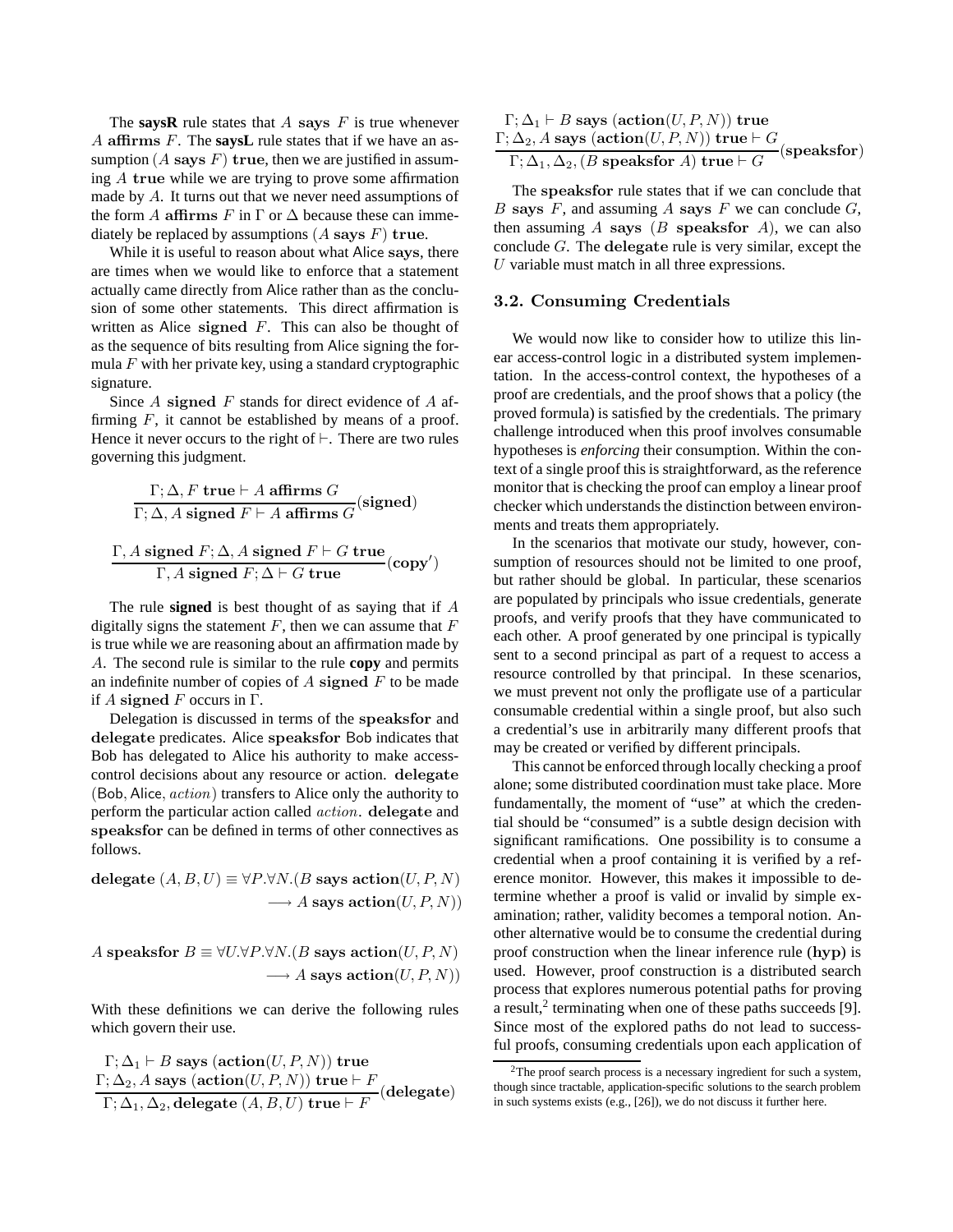The **saysR** rule states that $A$ **says** $F$ is true whenever $A$ **affirms** $F$. The **saysL** rule states that if we have an assumption $(A \textbf{ says } F)$ **true**, then we are justified in assuming $A$ **true** while we are trying to prove some affirmation made by $A$. It turns out that we never need assumptions of the form $A$ **affirms** $F$ in $\Gamma$ or $\Delta$ because these can immediately be replaced by assumptions $(A \textbf{ says } F)$ **true**.

While it is useful to reason about what Alice **says**, there are times when we would like to enforce that a statement actually came directly from Alice rather than as the conclusion of some other statements. This direct affirmation is written as Alice **signed** $F$. This can also be thought of as the sequence of bits resulting from Alice signing the formula $F$ with her private key, using a standard cryptographic signature.

Since $A$ **signed** $F$ stands for direct evidence of $A$ affirming $F$, it cannot be established by means of a proof. Hence it never occurs to the right of $\vdash$. There are two rules governing this judgment.

$$\frac{\Gamma; \Delta, F \textbf{ true} \vdash A \textbf{ affirms } G}{\Gamma; \Delta, A \textbf{ signed } F \vdash A \textbf{ affirms } G}(\textbf{signed})$$

$$\frac{\Gamma, A \textbf{ signed } F; \Delta, A \textbf{ signed } F \vdash G \textbf{ true}}{\Gamma, A \textbf{ signed } F; \Delta \vdash G \textbf{ true}}(\textbf{copy}')$$

The rule **signed** is best thought of as saying that if $A$ digitally signs the statement $F$, then we can assume that $F$ is true while we are reasoning about an affirmation made by $A$. The second rule is similar to the rule **copy** and permits an indefinite number of copies of $A$ **signed** $F$ to be made if $A$ **signed** $F$ occurs in $\Gamma$.

Delegation is discussed in terms of the **speaksfor** and **delegate** predicates. Alice **speaksfor** Bob indicates that Bob has delegated to Alice his authority to make access-control decisions about any resource or action. **delegate** (Bob, Alice, *action*) transfers to Alice only the authority to perform the particular action called *action*. **delegate** and **speaksfor** can be defined in terms of other connectives as follows.

$$\textbf{delegate } (A, B, U) \equiv \forall P. \forall N. (B \textbf{ says action}(U, P, N) \longrightarrow A \textbf{ says action}(U, P, N))$$

$$A \textbf{ speaksfor } B \equiv \forall U. \forall P. \forall N. (B \textbf{ says action}(U, P, N) \longrightarrow A \textbf{ says action}(U, P, N))$$

With these definitions we can derive the following rules which govern their use.

$$\frac{\Gamma; \Delta_1 \vdash B \textbf{ says } (\textbf{action}(U, P, N)) \textbf{ true} \qquad \Gamma; \Delta_2, A \textbf{ says } (\textbf{action}(U, P, N)) \textbf{ true} \vdash F}{\Gamma; \Delta_1, \Delta_2, \textbf{delegate } (A, B, U) \textbf{ true} \vdash F}(\textbf{delegate})$$

$$\frac{\Gamma; \Delta_1 \vdash B \textbf{ says } (\textbf{action}(U, P, N)) \textbf{ true} \qquad \Gamma; \Delta_2, A \textbf{ says } (\textbf{action}(U, P, N)) \textbf{ true} \vdash G}{\Gamma; \Delta_1, \Delta_2, (B \textbf{ speaksfor } A) \textbf{ true} \vdash G}(\textbf{speaksfor})$$

The **speaksfor** rule states that if we can conclude that $B$ **says** $F$, and assuming $A$ **says** $F$ we can conclude $G$, then assuming $A$ **says** $(B \textbf{ speaksfor } A)$, we can also conclude $G$. The **delegate** rule is very similar, except the $U$ variable must match in all three expressions.

### 3.2. Consuming Credentials

We would now like to consider how to utilize this linear access-control logic in a distributed system implementation. In the access-control context, the hypotheses of a proof are credentials, and the proof shows that a policy (the proved formula) is satisfied by the credentials. The primary challenge introduced when this proof involves consumable hypotheses is *enforcing* their consumption. Within the context of a single proof this is straightforward, as the reference monitor that is checking the proof can employ a linear proof checker which understands the distinction between environments and treats them appropriately.

In the scenarios that motivate our study, however, consumption of resources should not be limited to one proof, but rather should be global. In particular, these scenarios are populated by principals who issue credentials, generate proofs, and verify proofs that they have communicated to each other. A proof generated by one principal is typically sent to a second principal as part of a request to access a resource controlled by that principal. In these scenarios, we must prevent not only the profligate use of a particular consumable credential within a single proof, but also such a credential's use in arbitrarily many different proofs that may be created or verified by different principals.

This cannot be enforced through locally checking a proof alone; some distributed coordination must take place. More fundamentally, the moment of "use" at which the credential should be "consumed" is a subtle design decision with significant ramifications. One possibility is to consume a credential when a proof containing it is verified by a reference monitor. However, this makes it impossible to determine whether a proof is valid or invalid by simple examination; rather, validity becomes a temporal notion. Another alternative would be to consume the credential during proof construction when the linear inference rule (**hyp**) is used. However, proof construction is a distributed search process that explores numerous potential paths for proving a result,[2] terminating when one of these paths succeeds [9]. Since most of the explored paths do not lead to successful proofs, consuming credentials upon each application of

[2]The proof search process is a necessary ingredient for such a system, though since tractable, application-specific solutions to the search problem in such systems exists (e.g., [26]), we do not discuss it further here.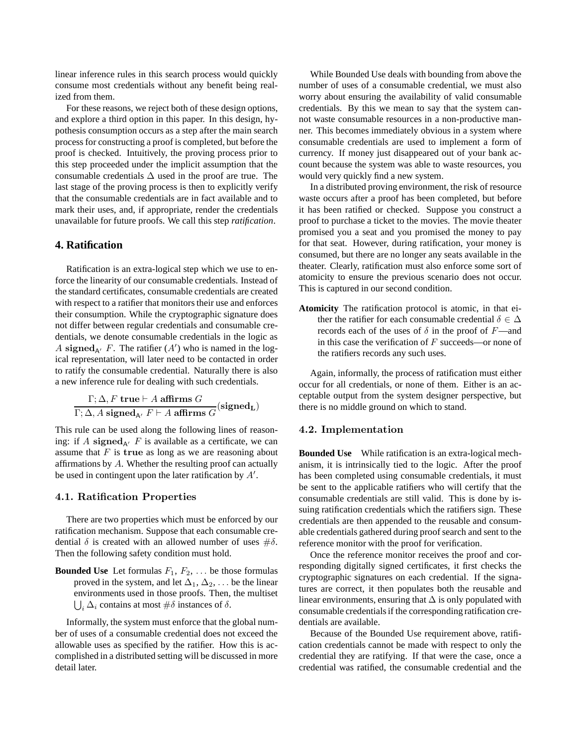linear inference rules in this search process would quickly consume most credentials without any benefit being realized from them.

For these reasons, we reject both of these design options, and explore a third option in this paper. In this design, hypothesis consumption occurs as a step after the main search process for constructing a proof is completed, but before the proof is checked. Intuitively, the proving process prior to this step proceeded under the implicit assumption that the consumable credentials $\Delta$ used in the proof are true. The last stage of the proving process is then to explicitly verify that the consumable credentials are in fact available and to mark their uses, and, if appropriate, render the credentials unavailable for future proofs. We call this step *ratification*.

## 4. Ratification

Ratification is an extra-logical step which we use to enforce the linearity of our consumable credentials. Instead of the standard certificates, consumable credentials are created with respect to a ratifier that monitors their use and enforces their consumption. While the cryptographic signature does not differ between regular credentials and consumable credentials, we denote consumable credentials in the logic as $A \ \mathbf{signed}_{A'} \ F$. The ratifier ($A'$) who is named in the logical representation, will later need to be contacted in order to ratify the consumable credential. Naturally there is also a new inference rule for dealing with such credentials.

$$\frac{\Gamma; \Delta, F \ \mathbf{true} \vdash A \ \mathbf{affirms} \ G}{\Gamma; \Delta, A \ \mathbf{signed}_{A'} \ F \vdash A \ \mathbf{affirms} \ G}(\mathbf{signed_L})$$

This rule can be used along the following lines of reasoning: if $A \ \mathbf{signed}_{A'} \ F$ is available as a certificate, we can assume that $F$ is $\mathbf{true}$ as long as we are reasoning about affirmations by $A$. Whether the resulting proof can actually be used in contingent upon the later ratification by $A'$.

### 4.1. Ratification Properties

There are two properties which must be enforced by our ratification mechanism. Suppose that each consumable credential $\delta$ is created with an allowed number of uses $\#\delta$. Then the following safety condition must hold.

**Bounded Use** Let formulas $F_1$, $F_2$, ... be those formulas proved in the system, and let $\Delta_1$, $\Delta_2$, ... be the linear environments used in those proofs. Then, the multiset $\bigcup_i \Delta_i$ contains at most $\#\delta$ instances of $\delta$.

Informally, the system must enforce that the global number of uses of a consumable credential does not exceed the allowable uses as specified by the ratifier. How this is accomplished in a distributed setting will be discussed in more detail later.

While Bounded Use deals with bounding from above the number of uses of a consumable credential, we must also worry about ensuring the availability of valid consumable credentials. By this we mean to say that the system cannot waste consumable resources in a non-productive manner. This becomes immediately obvious in a system where consumable credentials are used to implement a form of currency. If money just disappeared out of your bank account because the system was able to waste resources, you would very quickly find a new system.

In a distributed proving environment, the risk of resource waste occurs after a proof has been completed, but before it has been ratified or checked. Suppose you construct a proof to purchase a ticket to the movies. The movie theater promised you a seat and you promised the money to pay for that seat. However, during ratification, your money is consumed, but there are no longer any seats available in the theater. Clearly, ratification must also enforce some sort of atomicity to ensure the previous scenario does not occur. This is captured in our second condition.

**Atomicity** The ratification protocol is atomic, in that either the ratifier for each consumable credential $\delta \in \Delta$ records each of the uses of $\delta$ in the proof of $F$—and in this case the verification of $F$ succeeds—or none of the ratifiers records any such uses.

Again, informally, the process of ratification must either occur for all credentials, or none of them. Either is an acceptable output from the system designer perspective, but there is no middle ground on which to stand.

### 4.2. Implementation

**Bounded Use** While ratification is an extra-logical mechanism, it is intrinsically tied to the logic. After the proof has been completed using consumable credentials, it must be sent to the applicable ratifiers who will certify that the consumable credentials are still valid. This is done by issuing ratification credentials which the ratifiers sign. These credentials are then appended to the reusable and consumable credentials gathered during proof search and sent to the reference monitor with the proof for verification.

Once the reference monitor receives the proof and corresponding digitally signed certificates, it first checks the cryptographic signatures on each credential. If the signatures are correct, it then populates both the reusable and linear environments, ensuring that $\Delta$ is only populated with consumable credentials if the corresponding ratification credentials are available.

Because of the Bounded Use requirement above, ratification credentials cannot be made with respect to only the credential they are ratifying. If that were the case, once a credential was ratified, the consumable credential and the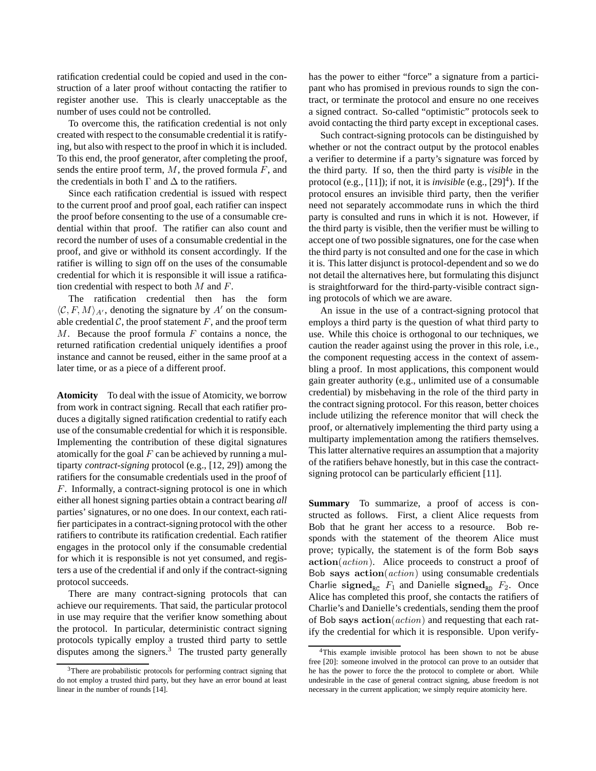ratification credential could be copied and used in the construction of a later proof without contacting the ratifier to register another use. This is clearly unacceptable as the number of uses could not be controlled.

To overcome this, the ratification credential is not only created with respect to the consumable credential it is ratifying, but also with respect to the proof in which it is included. To this end, the proof generator, after completing the proof, sends the entire proof term, $M$, the proved formula $F$, and the credentials in both $\Gamma$ and $\Delta$ to the ratifiers.

Since each ratification credential is issued with respect to the current proof and proof goal, each ratifier can inspect the proof before consenting to the use of a consumable credential within that proof. The ratifier can also count and record the number of uses of a consumable credential in the proof, and give or withhold its consent accordingly. If the ratifier is willing to sign off on the uses of the consumable credential for which it is responsible it will issue a ratification credential with respect to both $M$ and $F$.

The ratification credential then has the form $\langle \mathcal{C}, F, M \rangle_{A'}$, denoting the signature by $A'$ on the consumable credential $\mathcal{C}$, the proof statement $F$, and the proof term $M$. Because the proof formula $F$ contains a nonce, the returned ratification credential uniquely identifies a proof instance and cannot be reused, either in the same proof at a later time, or as a piece of a different proof.

**Atomicity** To deal with the issue of Atomicity, we borrow from work in contract signing. Recall that each ratifier produces a digitally signed ratification credential to ratify each use of the consumable credential for which it is responsible. Implementing the contribution of these digital signatures atomically for the goal $F$ can be achieved by running a multiparty *contract-signing* protocol (e.g., [12, 29]) among the ratifiers for the consumable credentials used in the proof of $F$. Informally, a contract-signing protocol is one in which either all honest signing parties obtain a contract bearing *all* parties' signatures, or no one does. In our context, each ratifier participates in a contract-signing protocol with the other ratifiers to contribute its ratification credential. Each ratifier engages in the protocol only if the consumable credential for which it is responsible is not yet consumed, and registers a use of the credential if and only if the contract-signing protocol succeeds.

There are many contract-signing protocols that can achieve our requirements. That said, the particular protocol in use may require that the verifier know something about the protocol. In particular, deterministic contract signing protocols typically employ a trusted third party to settle disputes among the signers.[3] The trusted party generally has the power to either "force" a signature from a participant who has promised in previous rounds to sign the contract, or terminate the protocol and ensure no one receives a signed contract. So-called "optimistic" protocols seek to avoid contacting the third party except in exceptional cases.

Such contract-signing protocols can be distinguished by whether or not the contract output by the protocol enables a verifier to determine if a party's signature was forced by the third party. If so, then the third party is *visible* in the protocol (e.g., [11]); if not, it is *invisible* (e.g., [29][4]). If the protocol ensures an invisible third party, then the verifier need not separately accommodate runs in which the third party is consulted and runs in which it is not. However, if the third party is visible, then the verifier must be willing to accept one of two possible signatures, one for the case when the third party is not consulted and one for the case in which it is. This latter disjunct is protocol-dependent and so we do not detail the alternatives here, but formulating this disjunct is straightforward for the third-party-visible contract signing protocols of which we are aware.

An issue in the use of a contract-signing protocol that employs a third party is the question of what third party to use. While this choice is orthogonal to our techniques, we caution the reader against using the prover in this role, i.e., the component requesting access in the context of assembling a proof. In most applications, this component would gain greater authority (e.g., unlimited use of a consumable credential) by misbehaving in the role of the third party in the contract signing protocol. For this reason, better choices include utilizing the reference monitor that will check the proof, or alternatively implementing the third party using a multiparty implementation among the ratifiers themselves. This latter alternative requires an assumption that a majority of the ratifiers behave honestly, but in this case the contract-signing protocol can be particularly efficient [11].

**Summary** To summarize, a proof of access is constructed as follows. First, a client Alice requests from Bob that he grant her access to a resource. Bob responds with the statement of the theorem Alice must prove; typically, the statement is of the form Bob $\mathbf{says}$ $\mathbf{action}(action)$. Alice proceeds to construct a proof of Bob $\mathbf{says}$ $\mathbf{action}(action)$ using consumable credentials Charlie $\mathbf{signed}_{\mathtt{RC}}$ $F_1$ and Danielle $\mathbf{signed}_{\mathtt{RD}}$ $F_2$. Once Alice has completed this proof, she contacts the ratifiers of Charlie's and Danielle's credentials, sending them the proof of Bob $\mathbf{says}$ $\mathbf{action}(action)$ and requesting that each ratify the credential for which it is responsible. Upon verify-

[3] There are probabilistic protocols for performing contract signing that do not employ a trusted third party, but they have an error bound at least linear in the number of rounds [14].

[4] This example invisible protocol has been shown to not be abuse free [20]: someone involved in the protocol can prove to an outsider that he has the power to force the the protocol to complete or abort. While undesirable in the case of general contract signing, abuse freedom is not necessary in the current application; we simply require atomicity here.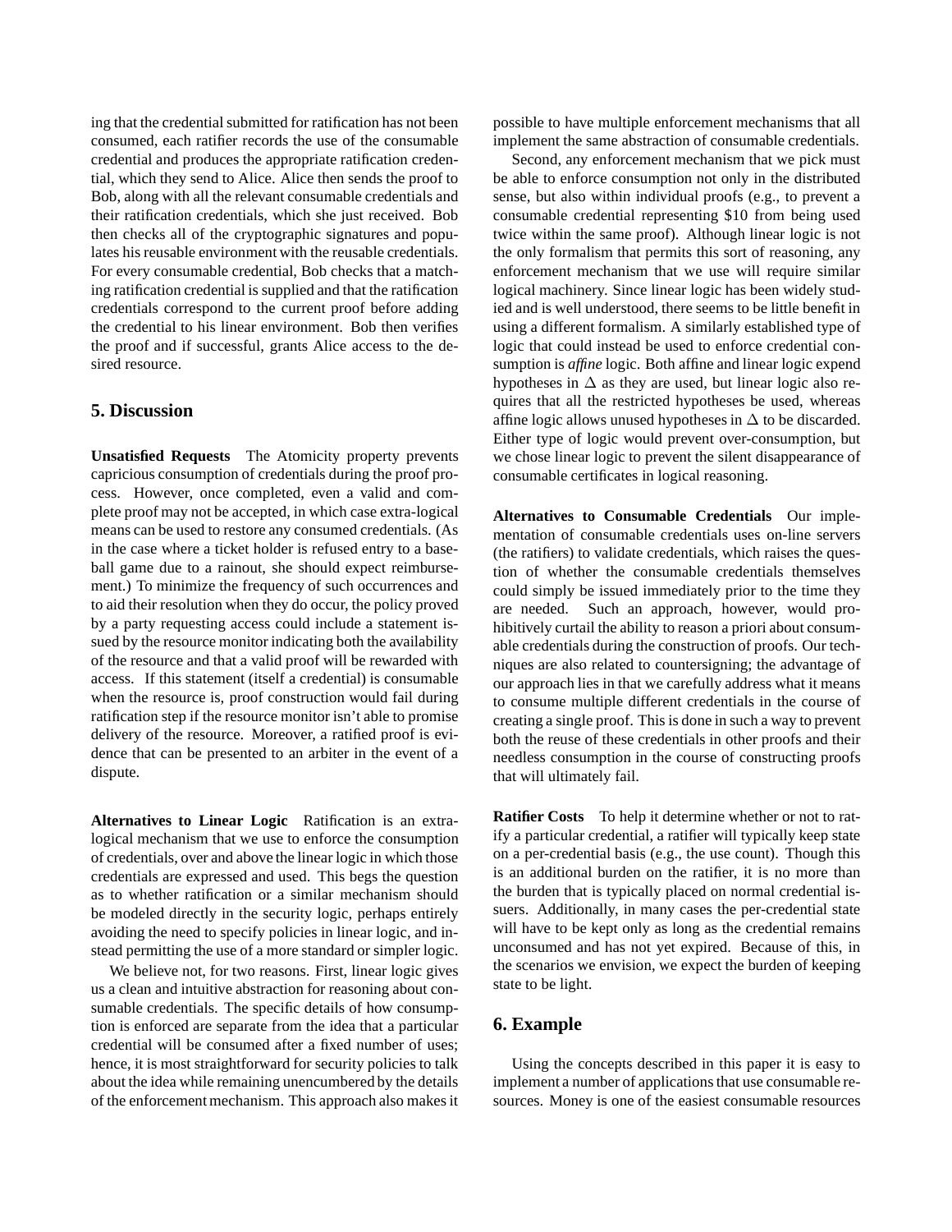ing that the credential submitted for ratification has not been consumed, each ratifier records the use of the consumable credential and produces the appropriate ratification credential, which they send to Alice. Alice then sends the proof to Bob, along with all the relevant consumable credentials and their ratification credentials, which she just received. Bob then checks all of the cryptographic signatures and populates his reusable environment with the reusable credentials. For every consumable credential, Bob checks that a matching ratification credential is supplied and that the ratification credentials correspond to the current proof before adding the credential to his linear environment. Bob then verifies the proof and if successful, grants Alice access to the desired resource.

## 5. Discussion

**Unsatisfied Requests** The Atomicity property prevents capricious consumption of credentials during the proof process. However, once completed, even a valid and complete proof may not be accepted, in which case extra-logical means can be used to restore any consumed credentials. (As in the case where a ticket holder is refused entry to a baseball game due to a rainout, she should expect reimbursement.) To minimize the frequency of such occurrences and to aid their resolution when they do occur, the policy proved by a party requesting access could include a statement issued by the resource monitor indicating both the availability of the resource and that a valid proof will be rewarded with access. If this statement (itself a credential) is consumable when the resource is, proof construction would fail during ratification step if the resource monitor isn't able to promise delivery of the resource. Moreover, a ratified proof is evidence that can be presented to an arbiter in the event of a dispute.

**Alternatives to Linear Logic** Ratification is an extra-logical mechanism that we use to enforce the consumption of credentials, over and above the linear logic in which those credentials are expressed and used. This begs the question as to whether ratification or a similar mechanism should be modeled directly in the security logic, perhaps entirely avoiding the need to specify policies in linear logic, and instead permitting the use of a more standard or simpler logic.

We believe not, for two reasons. First, linear logic gives us a clean and intuitive abstraction for reasoning about consumable credentials. The specific details of how consumption is enforced are separate from the idea that a particular credential will be consumed after a fixed number of uses; hence, it is most straightforward for security policies to talk about the idea while remaining unencumbered by the details of the enforcement mechanism. This approach also makes it possible to have multiple enforcement mechanisms that all implement the same abstraction of consumable credentials.

Second, any enforcement mechanism that we pick must be able to enforce consumption not only in the distributed sense, but also within individual proofs (e.g., to prevent a consumable credential representing \$10 from being used twice within the same proof). Although linear logic is not the only formalism that permits this sort of reasoning, any enforcement mechanism that we use will require similar logical machinery. Since linear logic has been widely studied and is well understood, there seems to be little benefit in using a different formalism. A similarly established type of logic that could instead be used to enforce credential consumption is *affine* logic. Both affine and linear logic expend hypotheses in $\Delta$ as they are used, but linear logic also requires that all the restricted hypotheses be used, whereas affine logic allows unused hypotheses in $\Delta$ to be discarded. Either type of logic would prevent over-consumption, but we chose linear logic to prevent the silent disappearance of consumable certificates in logical reasoning.

**Alternatives to Consumable Credentials** Our implementation of consumable credentials uses on-line servers (the ratifiers) to validate credentials, which raises the question of whether the consumable credentials themselves could simply be issued immediately prior to the time they are needed. Such an approach, however, would prohibitively curtail the ability to reason a priori about consumable credentials during the construction of proofs. Our techniques are also related to countersigning; the advantage of our approach lies in that we carefully address what it means to consume multiple different credentials in the course of creating a single proof. This is done in such a way to prevent both the reuse of these credentials in other proofs and their needless consumption in the course of constructing proofs that will ultimately fail.

**Ratifier Costs** To help it determine whether or not to ratify a particular credential, a ratifier will typically keep state on a per-credential basis (e.g., the use count). Though this is an additional burden on the ratifier, it is no more than the burden that is typically placed on normal credential issuers. Additionally, in many cases the per-credential state will have to be kept only as long as the credential remains unconsumed and has not yet expired. Because of this, in the scenarios we envision, we expect the burden of keeping state to be light.

## 6. Example

Using the concepts described in this paper it is easy to implement a number of applications that use consumable resources. Money is one of the easiest consumable resources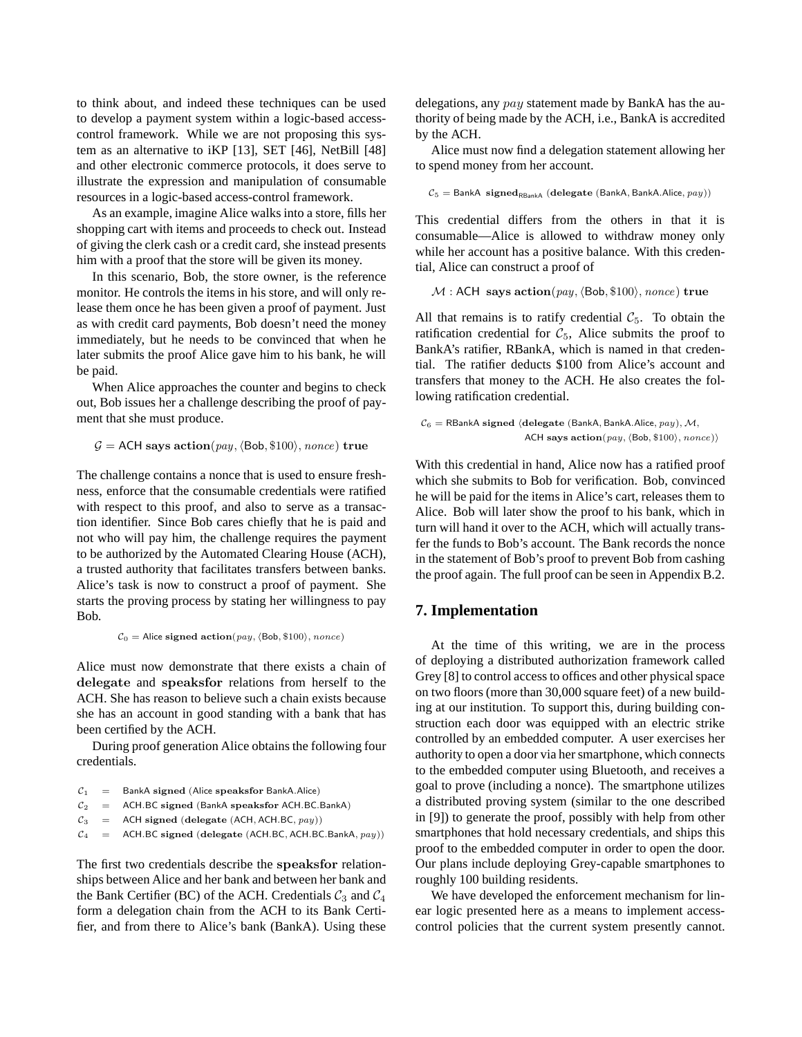to think about, and indeed these techniques can be used to develop a payment system within a logic-based access-control framework. While we are not proposing this system as an alternative to iKP [13], SET [46], NetBill [48] and other electronic commerce protocols, it does serve to illustrate the expression and manipulation of consumable resources in a logic-based access-control framework.

As an example, imagine Alice walks into a store, fills her shopping cart with items and proceeds to check out. Instead of giving the clerk cash or a credit card, she instead presents him with a proof that the store will be given its money.

In this scenario, Bob, the store owner, is the reference monitor. He controls the items in his store, and will only release them once he has been given a proof of payment. Just as with credit card payments, Bob doesn't need the money immediately, but he needs to be convinced that when he later submits the proof Alice gave him to his bank, he will be paid.

When Alice approaches the counter and begins to check out, Bob issues her a challenge describing the proof of payment that she must produce.

$$\mathcal{G} = \mathsf{ACH}\ \mathbf{says}\ \mathbf{action}(pay, \langle \mathsf{Bob}, \$100\rangle, nonce)\ \mathbf{true}$$

The challenge contains a nonce that is used to ensure freshness, enforce that the consumable credentials were ratified with respect to this proof, and also to serve as a transaction identifier. Since Bob cares chiefly that he is paid and not who will pay him, the challenge requires the payment to be authorized by the Automated Clearing House (ACH), a trusted authority that facilitates transfers between banks. Alice's task is now to construct a proof of payment. She starts the proving process by stating her willingness to pay Bob.

$$\mathcal{C}_0 = \mathsf{Alice}\ \mathbf{signed}\ \mathbf{action}(pay, \langle \mathsf{Bob}, \$100\rangle, nonce)$$

Alice must now demonstrate that there exists a chain of **delegate** and **speaksfor** relations from herself to the ACH. She has reason to believe such a chain exists because she has an account in good standing with a bank that has been certified by the ACH.

During proof generation Alice obtains the following four credentials.

$$\begin{aligned}
\mathcal{C}_1 &= \mathsf{BankA}\ \mathbf{signed}\ (\mathsf{Alice}\ \mathbf{speaksfor}\ \mathsf{BankA.Alice}) \\
\mathcal{C}_2 &= \mathsf{ACH.BC}\ \mathbf{signed}\ (\mathsf{BankA}\ \mathbf{speaksfor}\ \mathsf{ACH.BC.BankA}) \\
\mathcal{C}_3 &= \mathsf{ACH}\ \mathbf{signed}\ (\mathbf{delegate}\ (\mathsf{ACH}, \mathsf{ACH.BC}, pay)) \\
\mathcal{C}_4 &= \mathsf{ACH.BC}\ \mathbf{signed}\ (\mathbf{delegate}\ (\mathsf{ACH.BC}, \mathsf{ACH.BC.BankA}, pay))
\end{aligned}$$

The first two credentials describe the **speaksfor** relationships between Alice and her bank and between her bank and the Bank Certifier (BC) of the ACH. Credentials $\mathcal{C}_3$ and $\mathcal{C}_4$ form a delegation chain from the ACH to its Bank Certifier, and from there to Alice's bank (BankA). Using these delegations, any $pay$ statement made by BankA has the authority of being made by the ACH, i.e., BankA is accredited by the ACH.

Alice must now find a delegation statement allowing her to spend money from her account.

$$\mathcal{C}_5 = \mathsf{BankA}\ \mathbf{signed}_{\mathsf{RBankA}}\ (\mathbf{delegate}\ (\mathsf{BankA}, \mathsf{BankA.Alice}, pay))$$

This credential differs from the others in that it is consumable—Alice is allowed to withdraw money only while her account has a positive balance. With this credential, Alice can construct a proof of

$$\mathcal{M} : \mathsf{ACH}\ \mathbf{says}\ \mathbf{action}(pay, \langle \mathsf{Bob}, \$100\rangle, nonce)\ \mathbf{true}$$

All that remains is to ratify credential $\mathcal{C}_5$. To obtain the ratification credential for $\mathcal{C}_5$, Alice submits the proof to BankA's ratifier, RBankA, which is named in that credential. The ratifier deducts \$100 from Alice's account and transfers that money to the ACH. He also creates the following ratification credential.

$$\begin{aligned}
\mathcal{C}_6 = \mathsf{RBankA}\ \mathbf{signed}\ \langle &\mathbf{delegate}\ (\mathsf{BankA}, \mathsf{BankA.Alice}, pay), \mathcal{M}, \\
&\mathsf{ACH}\ \mathbf{says}\ \mathbf{action}(pay, \langle \mathsf{Bob}, \$100\rangle, nonce)\rangle
\end{aligned}$$

With this credential in hand, Alice now has a ratified proof which she submits to Bob for verification. Bob, convinced he will be paid for the items in Alice's cart, releases them to Alice. Bob will later show the proof to his bank, which in turn will hand it over to the ACH, which will actually transfer the funds to Bob's account. The Bank records the nonce in the statement of Bob's proof to prevent Bob from cashing the proof again. The full proof can be seen in Appendix B.2.

## 7. Implementation

At the time of this writing, we are in the process of deploying a distributed authorization framework called Grey [8] to control access to offices and other physical space on two floors (more than 30,000 square feet) of a new building at our institution. To support this, during building construction each door was equipped with an electric strike controlled by an embedded computer. A user exercises her authority to open a door via her smartphone, which connects to the embedded computer using Bluetooth, and receives a goal to prove (including a nonce). The smartphone utilizes a distributed proving system (similar to the one described in [9]) to generate the proof, possibly with help from other smartphones that hold necessary credentials, and ships this proof to the embedded computer in order to open the door. Our plans include deploying Grey-capable smartphones to roughly 100 building residents.

We have developed the enforcement mechanism for linear logic presented here as a means to implement access-control policies that the current system presently cannot.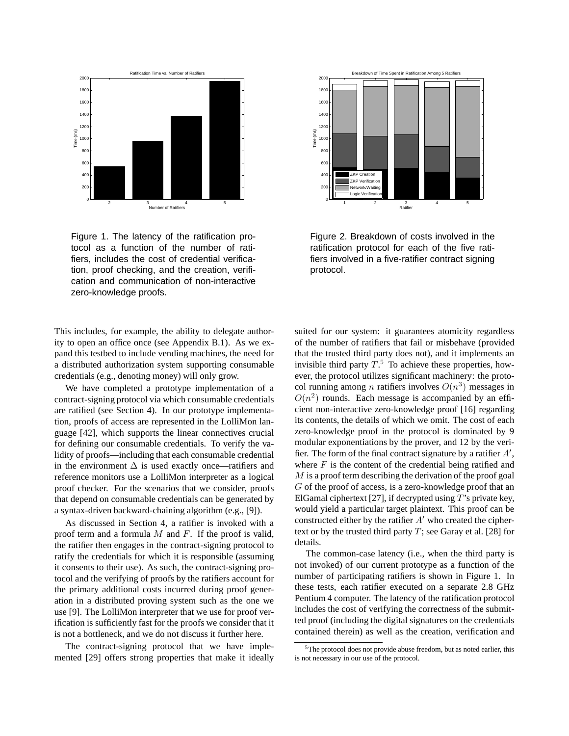Figure 1. The latency of the ratification protocol as a function of the number of ratifiers, includes the cost of credential verification, proof checking, and the creation, verification and communication of non-interactive zero-knowledge proofs.

Figure 2. Breakdown of costs involved in the ratification protocol for each of the five ratifiers involved in a five-ratifier contract signing protocol.

This includes, for example, the ability to delegate authority to open an office once (see Appendix B.1). As we expand this testbed to include vending machines, the need for a distributed authorization system supporting consumable credentials (e.g., denoting money) will only grow.

We have completed a prototype implementation of a contract-signing protocol via which consumable credentials are ratified (see Section 4). In our prototype implementation, proofs of access are represented in the LolliMon language [42], which supports the linear connectives crucial for defining our consumable credentials. To verify the validity of proofs—including that each consumable credential in the environment $\Delta$ is used exactly once—ratifiers and reference monitors use a LolliMon interpreter as a logical proof checker. For the scenarios that we consider, proofs that depend on consumable credentials can be generated by a syntax-driven backward-chaining algorithm (e.g., [9]).

As discussed in Section 4, a ratifier is invoked with a proof term and a formula $M$ and $F$. If the proof is valid, the ratifier then engages in the contract-signing protocol to ratify the credentials for which it is responsible (assuming it consents to their use). As such, the contract-signing protocol and the verifying of proofs by the ratifiers account for the primary additional costs incurred during proof generation in a distributed proving system such as the one we use [9]. The LolliMon interpreter that we use for proof verification is sufficiently fast for the proofs we consider that it is not a bottleneck, and we do not discuss it further here.

The contract-signing protocol that we have implemented [29] offers strong properties that make it ideally suited for our system: it guarantees atomicity regardless of the number of ratifiers that fail or misbehave (provided that the trusted third party does not), and it implements an invisible third party $T$.[5] To achieve these properties, however, the protocol utilizes significant machinery: the protocol running among $n$ ratifiers involves $O(n^3)$ messages in $O(n^2)$ rounds. Each message is accompanied by an efficient non-interactive zero-knowledge proof [16] regarding its contents, the details of which we omit. The cost of each zero-knowledge proof in the protocol is dominated by 9 modular exponentiations by the prover, and 12 by the verifier. The form of the final contract signature by a ratifier $A'$, where $F$ is the content of the credential being ratified and $M$ is a proof term describing the derivation of the proof goal $G$ of the proof of access, is a zero-knowledge proof that an ElGamal ciphertext [27], if decrypted using $T$'s private key, would yield a particular target plaintext. This proof can be constructed either by the ratifier $A'$ who created the ciphertext or by the trusted third party $T$; see Garay et al. [28] for details.

The common-case latency (i.e., when the third party is not invoked) of our current prototype as a function of the number of participating ratifiers is shown in Figure 1. In these tests, each ratifier executed on a separate 2.8 GHz Pentium 4 computer. The latency of the ratification protocol includes the cost of verifying the correctness of the submitted proof (including the digital signatures on the credentials contained therein) as well as the creation, verification and

[5] The protocol does not provide abuse freedom, but as noted earlier, this is not necessary in our use of the protocol.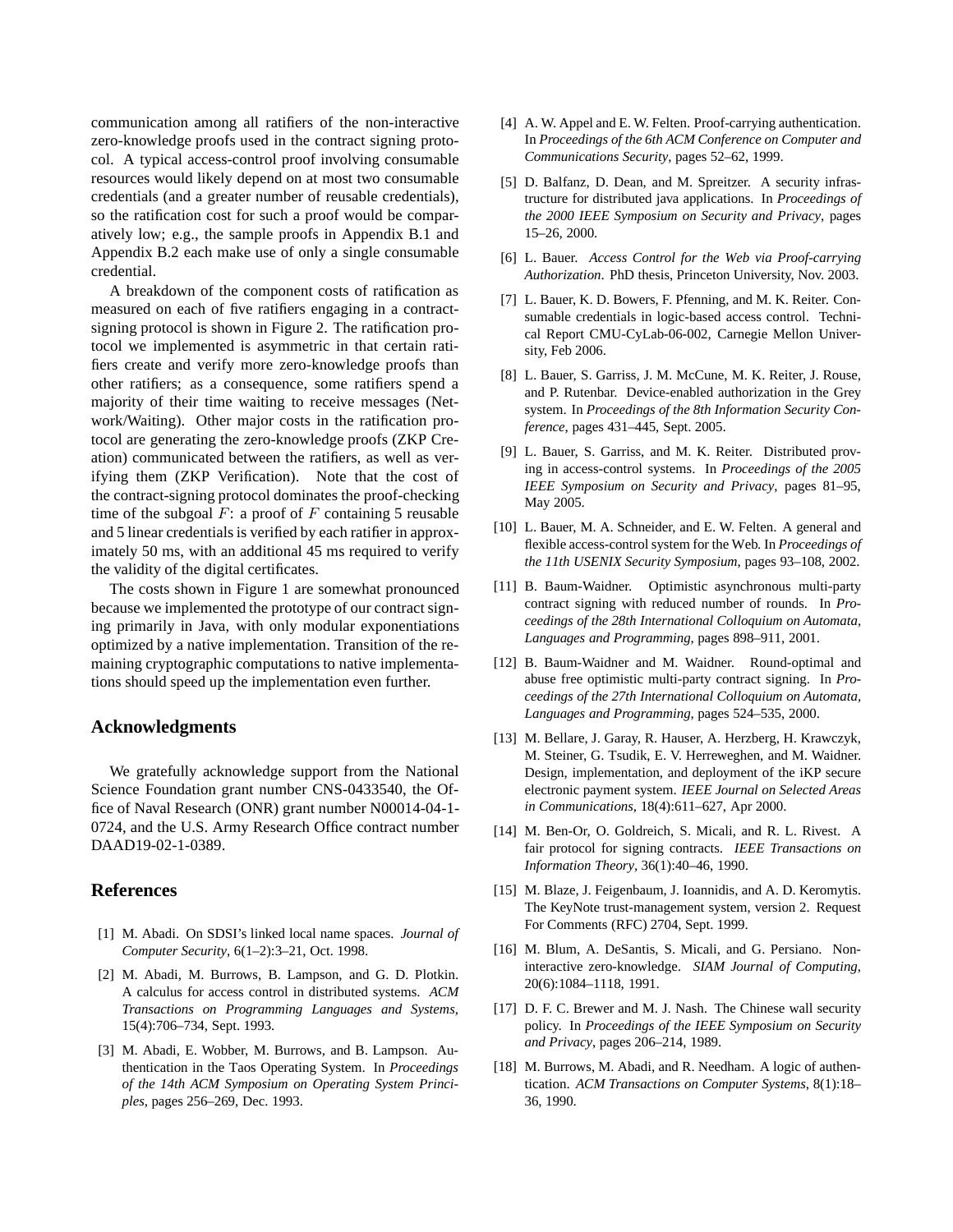communication among all ratifiers of the non-interactive zero-knowledge proofs used in the contract signing protocol. A typical access-control proof involving consumable resources would likely depend on at most two consumable credentials (and a greater number of reusable credentials), so the ratification cost for such a proof would be comparatively low; e.g., the sample proofs in Appendix B.1 and Appendix B.2 each make use of only a single consumable credential.

A breakdown of the component costs of ratification as measured on each of five ratifiers engaging in a contract-signing protocol is shown in Figure 2. The ratification protocol we implemented is asymmetric in that certain ratifiers create and verify more zero-knowledge proofs than other ratifiers; as a consequence, some ratifiers spend a majority of their time waiting to receive messages (Network/Waiting). Other major costs in the ratification protocol are generating the zero-knowledge proofs (ZKP Creation) communicated between the ratifiers, as well as verifying them (ZKP Verification). Note that the cost of the contract-signing protocol dominates the proof-checking time of the subgoal $F$: a proof of $F$ containing 5 reusable and 5 linear credentials is verified by each ratifier in approximately 50 ms, with an additional 45 ms required to verify the validity of the digital certificates.

The costs shown in Figure 1 are somewhat pronounced because we implemented the prototype of our contract signing primarily in Java, with only modular exponentiations optimized by a native implementation. Transition of the remaining cryptographic computations to native implementations should speed up the implementation even further.

## Acknowledgments

We gratefully acknowledge support from the National Science Foundation grant number CNS-0433540, the Office of Naval Research (ONR) grant number N00014-04-1-0724, and the U.S. Army Research Office contract number DAAD19-02-1-0389.

## References

[1] M. Abadi. On SDSI's linked local name spaces. *Journal of Computer Security*, 6(1–2):3–21, Oct. 1998.

[2] M. Abadi, M. Burrows, B. Lampson, and G. D. Plotkin. A calculus for access control in distributed systems. *ACM Transactions on Programming Languages and Systems*, 15(4):706–734, Sept. 1993.

[3] M. Abadi, E. Wobber, M. Burrows, and B. Lampson. Authentication in the Taos Operating System. In *Proceedings of the 14th ACM Symposium on Operating System Principles*, pages 256–269, Dec. 1993.

[4] A. W. Appel and E. W. Felten. Proof-carrying authentication. In *Proceedings of the 6th ACM Conference on Computer and Communications Security*, pages 52–62, 1999.

[5] D. Balfanz, D. Dean, and M. Spreitzer. A security infrastructure for distributed java applications. In *Proceedings of the 2000 IEEE Symposium on Security and Privacy*, pages 15–26, 2000.

[6] L. Bauer. *Access Control for the Web via Proof-carrying Authorization*. PhD thesis, Princeton University, Nov. 2003.

[7] L. Bauer, K. D. Bowers, F. Pfenning, and M. K. Reiter. Consumable credentials in logic-based access control. Technical Report CMU-CyLab-06-002, Carnegie Mellon University, Feb 2006.

[8] L. Bauer, S. Garriss, J. M. McCune, M. K. Reiter, J. Rouse, and P. Rutenbar. Device-enabled authorization in the Grey system. In *Proceedings of the 8th Information Security Conference*, pages 431–445, Sept. 2005.

[9] L. Bauer, S. Garriss, and M. K. Reiter. Distributed proving in access-control systems. In *Proceedings of the 2005 IEEE Symposium on Security and Privacy*, pages 81–95, May 2005.

[10] L. Bauer, M. A. Schneider, and E. W. Felten. A general and flexible access-control system for the Web. In *Proceedings of the 11th USENIX Security Symposium*, pages 93–108, 2002.

[11] B. Baum-Waidner. Optimistic asynchronous multi-party contract signing with reduced number of rounds. In *Proceedings of the 28th International Colloquium on Automata, Languages and Programming*, pages 898–911, 2001.

[12] B. Baum-Waidner and M. Waidner. Round-optimal and abuse free optimistic multi-party contract signing. In *Proceedings of the 27th International Colloquium on Automata, Languages and Programming*, pages 524–535, 2000.

[13] M. Bellare, J. Garay, R. Hauser, A. Herzberg, H. Krawczyk, M. Steiner, G. Tsudik, E. V. Herreweghen, and M. Waidner. Design, implementation, and deployment of the iKP secure electronic payment system. *IEEE Journal on Selected Areas in Communications*, 18(4):611–627, Apr 2000.

[14] M. Ben-Or, O. Goldreich, S. Micali, and R. L. Rivest. A fair protocol for signing contracts. *IEEE Transactions on Information Theory*, 36(1):40–46, 1990.

[15] M. Blaze, J. Feigenbaum, J. Ioannidis, and A. D. Keromytis. The KeyNote trust-management system, version 2. Request For Comments (RFC) 2704, Sept. 1999.

[16] M. Blum, A. DeSantis, S. Micali, and G. Persiano. Non-interactive zero-knowledge. *SIAM Journal of Computing*, 20(6):1084–1118, 1991.

[17] D. F. C. Brewer and M. J. Nash. The Chinese wall security policy. In *Proceedings of the IEEE Symposium on Security and Privacy*, pages 206–214, 1989.

[18] M. Burrows, M. Abadi, and R. Needham. A logic of authentication. *ACM Transactions on Computer Systems*, 8(1):18–36, 1990.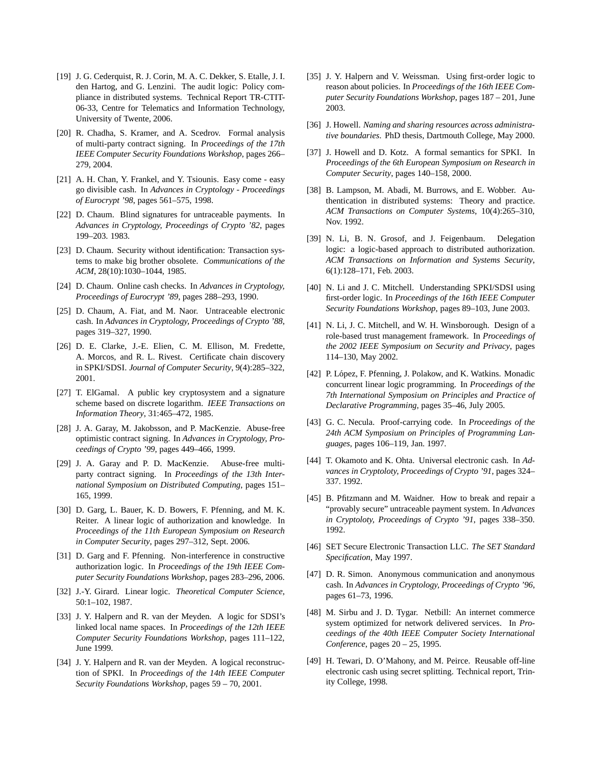[19] J. G. Cederquist, R. J. Corin, M. A. C. Dekker, S. Etalle, J. I. den Hartog, and G. Lenzini. The audit logic: Policy compliance in distributed systems. Technical Report TR-CTIT-06-33, Centre for Telematics and Information Technology, University of Twente, 2006.

[20] R. Chadha, S. Kramer, and A. Scedrov. Formal analysis of multi-party contract signing. In *Proceedings of the 17th IEEE Computer Security Foundations Workshop*, pages 266–279, 2004.

[21] A. H. Chan, Y. Frankel, and Y. Tsiounis. Easy come - easy go divisible cash. In *Advances in Cryptology - Proceedings of Eurocrypt '98*, pages 561–575, 1998.

[22] D. Chaum. Blind signatures for untraceable payments. In *Advances in Cryptology, Proceedings of Crypto '82*, pages 199–203. 1983.

[23] D. Chaum. Security without identification: Transaction systems to make big brother obsolete. *Communications of the ACM*, 28(10):1030–1044, 1985.

[24] D. Chaum. Online cash checks. In *Advances in Cryptology, Proceedings of Eurocrypt '89*, pages 288–293, 1990.

[25] D. Chaum, A. Fiat, and M. Naor. Untraceable electronic cash. In *Advances in Cryptology, Proceedings of Crypto '88*, pages 319–327, 1990.

[26] D. E. Clarke, J.-E. Elien, C. M. Ellison, M. Fredette, A. Morcos, and R. L. Rivest. Certificate chain discovery in SPKI/SDSI. *Journal of Computer Security*, 9(4):285–322, 2001.

[27] T. ElGamal. A public key cryptosystem and a signature scheme based on discrete logarithm. *IEEE Transactions on Information Theory*, 31:465–472, 1985.

[28] J. A. Garay, M. Jakobsson, and P. MacKenzie. Abuse-free optimistic contract signing. In *Advances in Cryptology, Proceedings of Crypto '99*, pages 449–466, 1999.

[29] J. A. Garay and P. D. MacKenzie. Abuse-free multi-party contract signing. In *Proceedings of the 13th International Symposium on Distributed Computing*, pages 151–165, 1999.

[30] D. Garg, L. Bauer, K. D. Bowers, F. Pfenning, and M. K. Reiter. A linear logic of authorization and knowledge. In *Proceedings of the 11th European Symposium on Research in Computer Security*, pages 297–312, Sept. 2006.

[31] D. Garg and F. Pfenning. Non-interference in constructive authorization logic. In *Proceedings of the 19th IEEE Computer Security Foundations Workshop*, pages 283–296, 2006.

[32] J.-Y. Girard. Linear logic. *Theoretical Computer Science*, 50:1–102, 1987.

[33] J. Y. Halpern and R. van der Meyden. A logic for SDSI's linked local name spaces. In *Proceedings of the 12th IEEE Computer Security Foundations Workshop*, pages 111–122, June 1999.

[34] J. Y. Halpern and R. van der Meyden. A logical reconstruction of SPKI. In *Proceedings of the 14th IEEE Computer Security Foundations Workshop*, pages 59 – 70, 2001.

[35] J. Y. Halpern and V. Weissman. Using first-order logic to reason about policies. In *Proceedings of the 16th IEEE Computer Security Foundations Workshop*, pages 187 – 201, June 2003.

[36] J. Howell. *Naming and sharing resources across administrative boundaries*. PhD thesis, Dartmouth College, May 2000.

[37] J. Howell and D. Kotz. A formal semantics for SPKI. In *Proceedings of the 6th European Symposium on Research in Computer Security*, pages 140–158, 2000.

[38] B. Lampson, M. Abadi, M. Burrows, and E. Wobber. Authentication in distributed systems: Theory and practice. *ACM Transactions on Computer Systems*, 10(4):265–310, Nov. 1992.

[39] N. Li, B. N. Grosof, and J. Feigenbaum. Delegation logic: a logic-based approach to distributed authorization. *ACM Transactions on Information and Systems Security*, 6(1):128–171, Feb. 2003.

[40] N. Li and J. C. Mitchell. Understanding SPKI/SDSI using first-order logic. In *Proceedings of the 16th IEEE Computer Security Foundations Workshop*, pages 89–103, June 2003.

[41] N. Li, J. C. Mitchell, and W. H. Winsborough. Design of a role-based trust management framework. In *Proceedings of the 2002 IEEE Symposium on Security and Privacy*, pages 114–130, May 2002.

[42] P. López, F. Pfenning, J. Polakow, and K. Watkins. Monadic concurrent linear logic programming. In *Proceedings of the 7th International Symposium on Principles and Practice of Declarative Programming*, pages 35–46, July 2005.

[43] G. C. Necula. Proof-carrying code. In *Proceedings of the 24th ACM Symposium on Principles of Programming Languages*, pages 106–119, Jan. 1997.

[44] T. Okamoto and K. Ohta. Universal electronic cash. In *Advances in Cryptoloty, Proceedings of Crypto '91*, pages 324–337. 1992.

[45] B. Pfitzmann and M. Waidner. How to break and repair a "provably secure" untraceable payment system. In *Advances in Cryptoloty, Proceedings of Crypto '91*, pages 338–350. 1992.

[46] SET Secure Electronic Transaction LLC. *The SET Standard Specification*, May 1997.

[47] D. R. Simon. Anonymous communication and anonymous cash. In *Advances in Cryptology, Proceedings of Crypto '96*, pages 61–73, 1996.

[48] M. Sirbu and J. D. Tygar. Netbill: An internet commerce system optimized for network delivered services. In *Proceedings of the 40th IEEE Computer Society International Conference*, pages 20 – 25, 1995.

[49] H. Tewari, D. O'Mahony, and M. Peirce. Reusable off-line electronic cash using secret splitting. Technical report, Trinity College, 1998.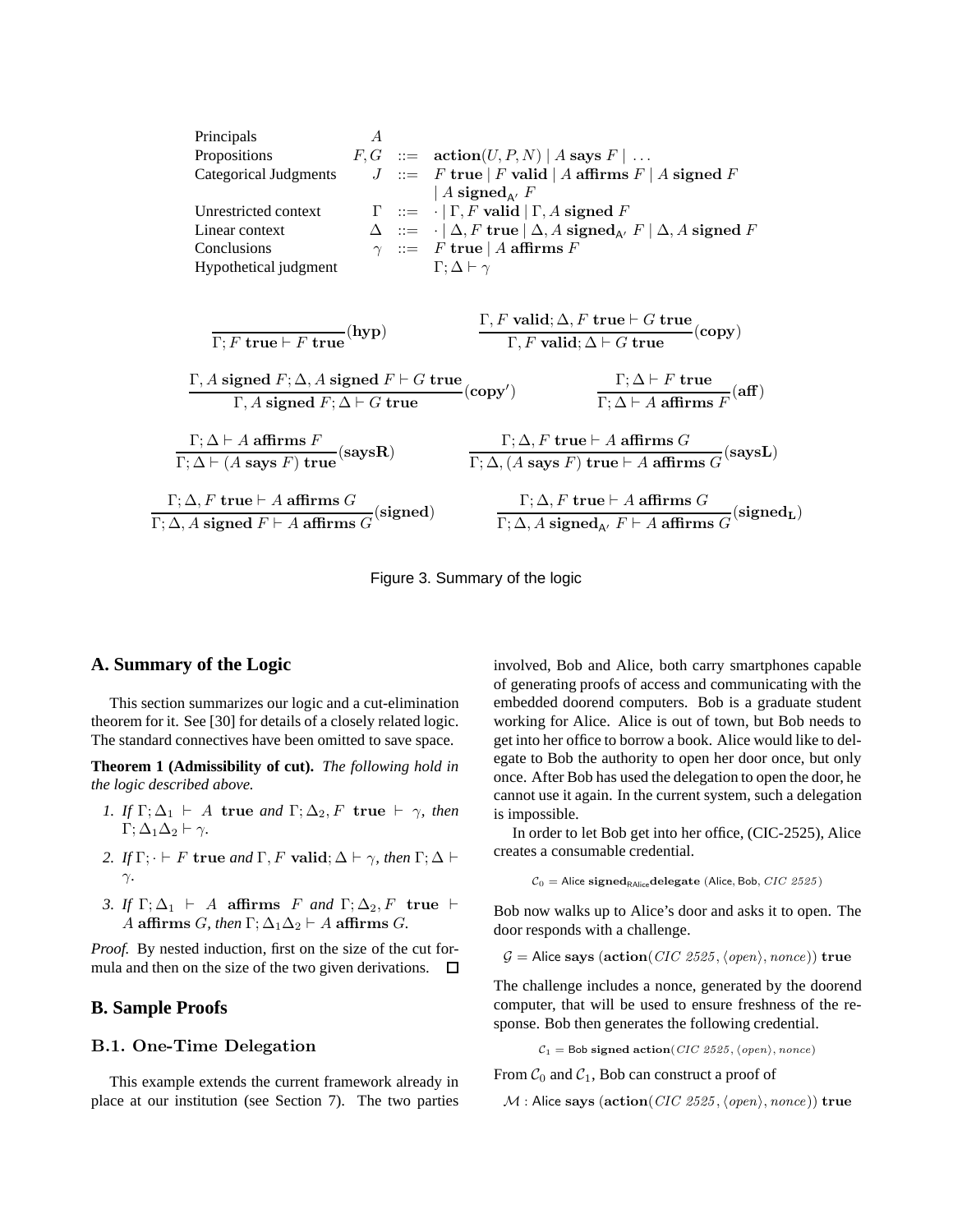| | | | |
|---|---|---|---|
| Principals | $A$ | | |
| Propositions | $F, G$ | $::=$ | $\mathbf{action}(U, P, N) \mid A \textbf{ says } F \mid \ldots$ |
| Categorical Judgments | $J$ | $::=$ | $F \textbf{ true} \mid F \textbf{ valid} \mid A \textbf{ affirms } F \mid A \textbf{ signed } F$ |
| | | | $\mid A \textbf{ signed}_{\mathsf{A'}} \ F$ |
| Unrestricted context | $\Gamma$ | $::=$ | $\cdot \mid \Gamma, F \textbf{ valid} \mid \Gamma, A \textbf{ signed } F$ |
| Linear context | $\Delta$ | $::=$ | $\cdot \mid \Delta, F \textbf{ true} \mid \Delta, A \textbf{ signed}_{\mathsf{A'}} \ F \mid \Delta, A \textbf{ signed } F$ |
| Conclusions | $\gamma$ | $::=$ | $F \textbf{ true} \mid A \textbf{ affirms } F$ |
| Hypothetical judgment | | | $\Gamma; \Delta \vdash \gamma$ |

$$\frac{}{\Gamma; F \textbf{ true} \vdash F \textbf{ true}}(\mathbf{hyp}) \qquad \frac{\Gamma, F \textbf{ valid}; \Delta, F \textbf{ true} \vdash G \textbf{ true}}{\Gamma, F \textbf{ valid}; \Delta \vdash G \textbf{ true}}(\mathbf{copy})$$

$$\frac{\Gamma, A \textbf{ signed } F; \Delta, A \textbf{ signed } F \vdash G \textbf{ true}}{\Gamma, A \textbf{ signed } F; \Delta \vdash G \textbf{ true}}(\mathbf{copy'}) \qquad \frac{\Gamma; \Delta \vdash F \textbf{ true}}{\Gamma; \Delta \vdash A \textbf{ affirms } F}(\mathbf{aff})$$

$$\frac{\Gamma; \Delta \vdash A \textbf{ affirms } F}{\Gamma; \Delta \vdash (A \textbf{ says } F) \textbf{ true}}(\mathbf{saysR}) \qquad \frac{\Gamma; \Delta, F \textbf{ true} \vdash A \textbf{ affirms } G}{\Gamma; \Delta, (A \textbf{ says } F) \textbf{ true} \vdash A \textbf{ affirms } G}(\mathbf{saysL})$$

$$\frac{\Gamma; \Delta, F \textbf{ true} \vdash A \textbf{ affirms } G}{\Gamma; \Delta, A \textbf{ signed } F \vdash A \textbf{ affirms } G}(\mathbf{signed}) \qquad \frac{\Gamma; \Delta, F \textbf{ true} \vdash A \textbf{ affirms } G}{\Gamma; \Delta, A \textbf{ signed}_{\mathsf{A'}} \ F \vdash A \textbf{ affirms } G}(\mathbf{signed_L})$$

Figure 3. Summary of the logic

## A. Summary of the Logic

This section summarizes our logic and a cut-elimination theorem for it. See [30] for details of a closely related logic. The standard connectives have been omitted to save space.

**Theorem 1 (Admissibility of cut).** *The following hold in the logic described above.*

1. *If* $\Gamma; \Delta_1 \vdash A \textbf{ true}$ *and* $\Gamma; \Delta_2, F \textbf{ true} \vdash \gamma$*, then* $\Gamma; \Delta_1\Delta_2 \vdash \gamma$.
2. *If* $\Gamma; \cdot \vdash F \textbf{ true}$ *and* $\Gamma, F \textbf{ valid}; \Delta \vdash \gamma$*, then* $\Gamma; \Delta \vdash \gamma$.
3. *If* $\Gamma; \Delta_1 \vdash A \textbf{ affirms } F$ *and* $\Gamma; \Delta_2, F \textbf{ true} \vdash A \textbf{ affirms } G$*, then* $\Gamma; \Delta_1\Delta_2 \vdash A \textbf{ affirms } G$.

*Proof.* By nested induction, first on the size of the cut formula and then on the size of the two given derivations. □

## B. Sample Proofs

### B.1. One-Time Delegation

This example extends the current framework already in place at our institution (see Section 7). The two parties involved, Bob and Alice, both carry smartphones capable of generating proofs of access and communicating with the embedded doorend computers. Bob is a graduate student working for Alice. Alice is out of town, but Bob needs to get into her office to borrow a book. Alice would like to delegate to Bob the authority to open her door once, but only once. After Bob has used the delegation to open the door, he cannot use it again. In the current system, such a delegation is impossible.

In order to let Bob get into her office, (CIC-2525), Alice creates a consumable credential.

$$\mathcal{C}_0 = \mathsf{Alice} \ \textbf{signed}_{\mathsf{RAlice}} \textbf{delegate} \ (\mathsf{Alice}, \mathsf{Bob}, \mathit{CIC\ 2525})$$

Bob now walks up to Alice's door and asks it to open. The door responds with a challenge.

$$\mathcal{G} = \mathsf{Alice} \ \textbf{says} \ (\textbf{action}(\mathit{CIC\ 2525}, \langle \mathit{open} \rangle, \mathit{nonce})) \ \textbf{true}$$

The challenge includes a nonce, generated by the doorend computer, that will be used to ensure freshness of the response. Bob then generates the following credential.

$$\mathcal{C}_1 = \mathsf{Bob} \ \textbf{signed action}(\mathit{CIC\ 2525}, \langle \mathit{open} \rangle, \mathit{nonce})$$

From $\mathcal{C}_0$ and $\mathcal{C}_1$, Bob can construct a proof of

$$\mathcal{M} : \mathsf{Alice} \ \textbf{says} \ (\textbf{action}(\mathit{CIC\ 2525}, \langle \mathit{open} \rangle, \mathit{nonce})) \ \textbf{true}$$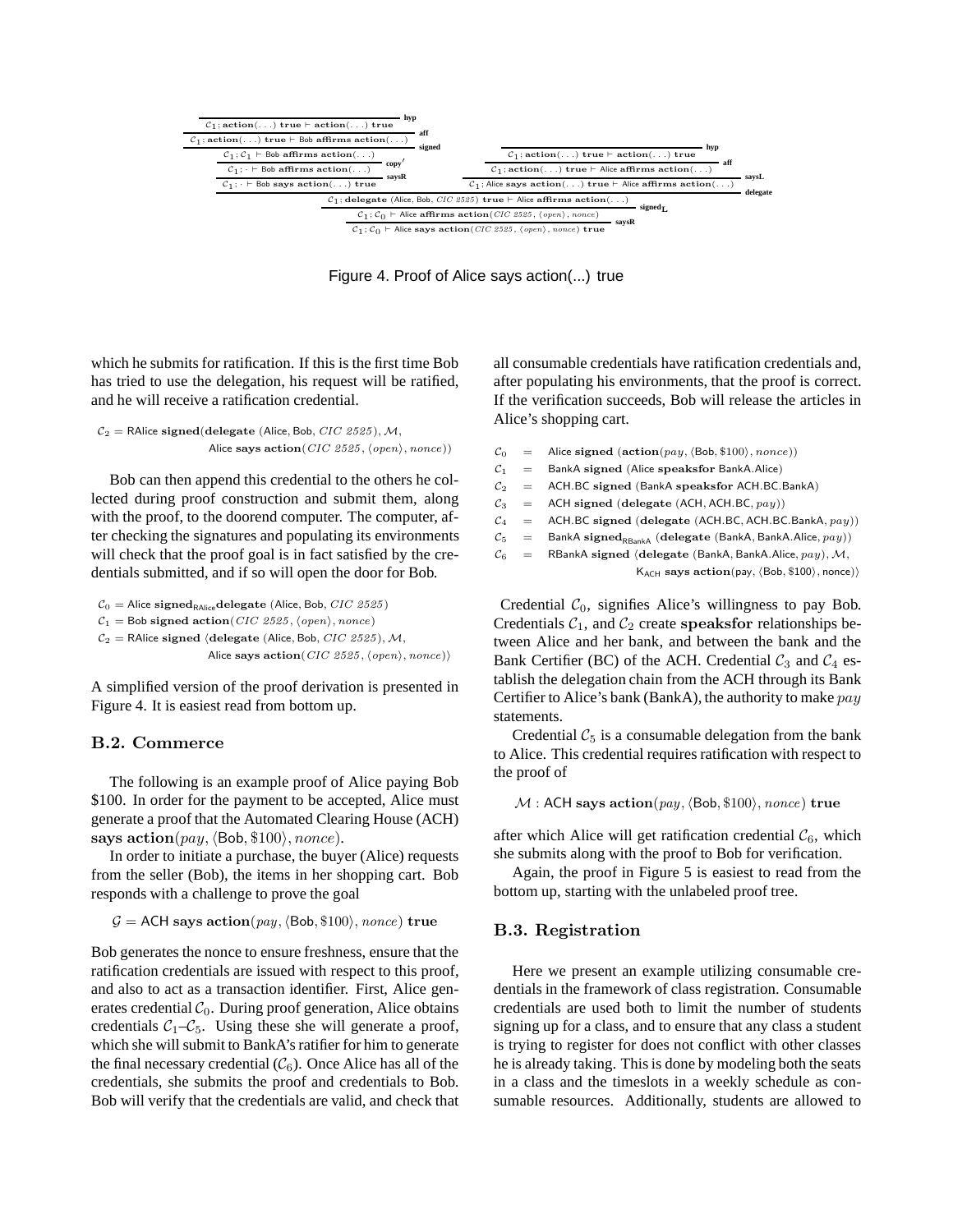$$\cfrac{\cfrac{\cfrac{\cfrac{\cfrac{}{\mathcal{C}_1; \textbf{action}(\ldots)\ \textbf{true} \vdash \textbf{action}(\ldots)\ \textbf{true}}\ \textbf{hyp}}{\mathcal{C}_1; \textbf{action}(\ldots)\ \textbf{true} \vdash \mathsf{Bob}\ \textbf{affirms action}(\ldots)}\ \textbf{aff}}{\mathcal{C}_1; \mathcal{C}_1 \vdash \mathsf{Bob}\ \textbf{affirms action}(\ldots)}\ \textbf{signed}}{\cfrac{\mathcal{C}_1; \cdot \vdash \mathsf{Bob}\ \textbf{affirms action}(\ldots)}{\mathcal{C}_1; \cdot \vdash \mathsf{Bob}\ \textbf{says action}(\ldots)\ \textbf{true}}\ \textbf{saysR}}\ \textbf{copy}' \quad \cfrac{\cfrac{\cfrac{}{\mathcal{C}_1; \textbf{action}(\ldots)\ \textbf{true} \vdash \textbf{action}(\ldots)\ \textbf{true}}\ \textbf{hyp}}{\mathcal{C}_1; \textbf{action}(\ldots)\ \textbf{true} \vdash \mathsf{Alice}\ \textbf{affirms action}(\ldots)}\ \textbf{aff}}{\mathcal{C}_1; \mathsf{Alice}\ \textbf{says action}(\ldots)\ \textbf{true} \vdash \mathsf{Alice}\ \textbf{affirms action}(\ldots)}\ \textbf{saysL}$$

$$\cfrac{\cfrac{\mathcal{C}_1; \textbf{delegate}\ (\mathsf{Alice}, \mathsf{Bob}, \mathit{CIC\ 2525})\ \textbf{true} \vdash \mathsf{Alice}\ \textbf{affirms action}(\ldots)\ \ \textbf{delegate}}{\mathcal{C}_1; \mathcal{C}_0 \vdash \mathsf{Alice}\ \textbf{affirms action}(\mathit{CIC\ 2525}, \langle \mathit{open} \rangle, \mathit{nonce})}\ \textbf{signed}_\textbf{L}}{\mathcal{C}_1; \mathcal{C}_0 \vdash \mathsf{Alice}\ \textbf{says action}(\mathit{CIC\ 2525}, \langle \mathit{open} \rangle, \mathit{nonce})\ \textbf{true}}\ \textbf{saysR}$$

Figure 4. Proof of Alice says action(...) true

which he submits for ratification. If this is the first time Bob has tried to use the delegation, his request will be ratified, and he will receive a ratification credential.

$$\mathcal{C}_2 = \mathsf{RAlice}\ \textbf{signed}(\textbf{delegate}\ (\mathsf{Alice}, \mathsf{Bob}, \mathit{CIC\ 2525}), \mathcal{M}, \mathsf{Alice}\ \textbf{says action}(\mathit{CIC\ 2525}, \langle \mathit{open} \rangle, \mathit{nonce}))$$

Bob can then append this credential to the others he collected during proof construction and submit them, along with the proof, to the doorend computer. The computer, after checking the signatures and populating its environments will check that the proof goal is in fact satisfied by the credentials submitted, and if so will open the door for Bob.

$$\begin{aligned}
\mathcal{C}_0 &= \mathsf{Alice}\ \textbf{signed}_{\mathsf{RAlice}}\textbf{delegate}\ (\mathsf{Alice}, \mathsf{Bob}, \mathit{CIC\ 2525}) \\
\mathcal{C}_1 &= \mathsf{Bob}\ \textbf{signed action}(\mathit{CIC\ 2525}, \langle \mathit{open} \rangle, \mathit{nonce}) \\
\mathcal{C}_2 &= \mathsf{RAlice}\ \textbf{signed}\ \langle \textbf{delegate}\ (\mathsf{Alice}, \mathsf{Bob}, \mathit{CIC\ 2525}), \mathcal{M}, \\
&\qquad \mathsf{Alice}\ \textbf{says action}(\mathit{CIC\ 2525}, \langle \mathit{open} \rangle, \mathit{nonce}) \rangle
\end{aligned}$$

A simplified version of the proof derivation is presented in Figure 4. It is easiest read from bottom up.

### B.2. Commerce

The following is an example proof of Alice paying Bob \$100. In order for the payment to be accepted, Alice must generate a proof that the Automated Clearing House (ACH) **says action**$(\mathit{pay}, \langle \mathsf{Bob}, \$100 \rangle, \mathit{nonce})$.

In order to initiate a purchase, the buyer (Alice) requests from the seller (Bob), the items in her shopping cart. Bob responds with a challenge to prove the goal

$$\mathcal{G} = \mathsf{ACH}\ \textbf{says action}(\mathit{pay}, \langle \mathsf{Bob}, \$100 \rangle, \mathit{nonce})\ \textbf{true}$$

Bob generates the nonce to ensure freshness, ensure that the ratification credentials are issued with respect to this proof, and also to act as a transaction identifier. First, Alice generates credential $\mathcal{C}_0$. During proof generation, Alice obtains credentials $\mathcal{C}_1$–$\mathcal{C}_5$. Using these she will generate a proof, which she will submit to BankA's ratifier for him to generate the final necessary credential ($\mathcal{C}_6$). Once Alice has all of the credentials, she submits the proof and credentials to Bob. Bob will verify that the credentials are valid, and check that all consumable credentials have ratification credentials and, after populating his environments, that the proof is correct. If the verification succeeds, Bob will release the articles in Alice's shopping cart.

$$\begin{aligned}
\mathcal{C}_0 &= \mathsf{Alice}\ \textbf{signed}\ (\textbf{action}(\mathit{pay}, \langle \mathsf{Bob}, \$100 \rangle, \mathit{nonce})) \\
\mathcal{C}_1 &= \mathsf{BankA}\ \textbf{signed}\ (\mathsf{Alice}\ \textbf{speaksfor}\ \mathsf{BankA.Alice}) \\
\mathcal{C}_2 &= \mathsf{ACH.BC}\ \textbf{signed}\ (\mathsf{BankA}\ \textbf{speaksfor}\ \mathsf{ACH.BC.BankA}) \\
\mathcal{C}_3 &= \mathsf{ACH}\ \textbf{signed}\ (\textbf{delegate}\ (\mathsf{ACH}, \mathsf{ACH.BC}, \mathit{pay})) \\
\mathcal{C}_4 &= \mathsf{ACH.BC}\ \textbf{signed}\ (\textbf{delegate}\ (\mathsf{ACH.BC}, \mathsf{ACH.BC.BankA}, \mathit{pay})) \\
\mathcal{C}_5 &= \mathsf{BankA}\ \textbf{signed}_{\mathsf{RBankA}}\ (\textbf{delegate}\ (\mathsf{BankA}, \mathsf{BankA.Alice}, \mathit{pay})) \\
\mathcal{C}_6 &= \mathsf{RBankA}\ \textbf{signed}\ \langle \textbf{delegate}\ (\mathsf{BankA}, \mathsf{BankA.Alice}, \mathit{pay}), \mathcal{M}, \\
&\qquad \mathsf{K_{ACH}}\ \textbf{says action}(\mathsf{pay}, \langle \mathsf{Bob}, \$100 \rangle, \mathsf{nonce}) \rangle
\end{aligned}$$

Credential $\mathcal{C}_0$, signifies Alice's willingness to pay Bob. Credentials $\mathcal{C}_1$, and $\mathcal{C}_2$ create **speaksfor** relationships between Alice and her bank, and between the bank and the Bank Certifier (BC) of the ACH. Credential $\mathcal{C}_3$ and $\mathcal{C}_4$ establish the delegation chain from the ACH through its Bank Certifier to Alice's bank (BankA), the authority to make $\mathit{pay}$ statements.

Credential $\mathcal{C}_5$ is a consumable delegation from the bank to Alice. This credential requires ratification with respect to the proof of

$$\mathcal{M} : \mathsf{ACH}\ \textbf{says action}(\mathit{pay}, \langle \mathsf{Bob}, \$100 \rangle, \mathit{nonce})\ \textbf{true}$$

after which Alice will get ratification credential $\mathcal{C}_6$, which she submits along with the proof to Bob for verification.

Again, the proof in Figure 5 is easiest to read from the bottom up, starting with the unlabeled proof tree.

### B.3. Registration

Here we present an example utilizing consumable credentials in the framework of class registration. Consumable credentials are used both to limit the number of students signing up for a class, and to ensure that any class a student is trying to register for does not conflict with other classes he is already taking. This is done by modeling both the seats in a class and the timeslots in a weekly schedule as consumable resources. Additionally, students are allowed to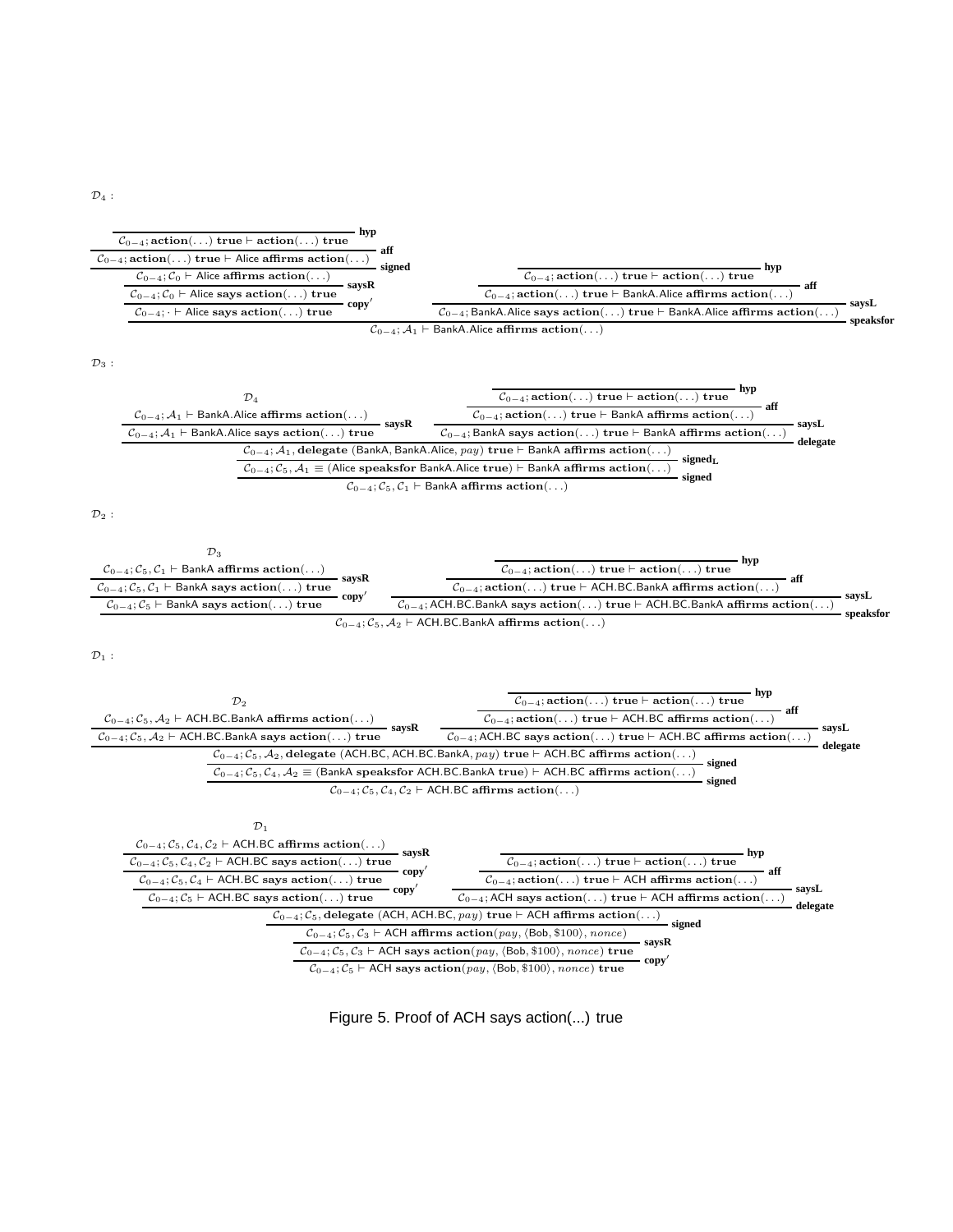$\mathcal{D}_4$ :

$$
\dfrac{
\dfrac{
\dfrac{
\dfrac{
\dfrac{}{\mathcal{C}_{0-4}; \textbf{action}(\ldots)\ \textbf{true} \vdash \textbf{action}(\ldots)\ \textbf{true}}\ \textbf{hyp}
}{\mathcal{C}_{0-4}; \textbf{action}(\ldots)\ \textbf{true} \vdash \mathsf{Alice}\ \textbf{affirms}\ \textbf{action}(\ldots)}\ \textbf{aff}
}{\mathcal{C}_{0-4}; \mathcal{C}_0 \vdash \mathsf{Alice}\ \textbf{affirms}\ \textbf{action}(\ldots)}\ \textbf{signed}
}{
\dfrac{\mathcal{C}_{0-4}; \mathcal{C}_0 \vdash \mathsf{Alice}\ \textbf{says}\ \textbf{action}(\ldots)\ \textbf{true}}{\mathcal{C}_{0-4}; \cdot \vdash \mathsf{Alice}\ \textbf{says}\ \textbf{action}(\ldots)\ \textbf{true}}\ \textbf{copy}'
}\ \textbf{saysR}
\quad
\dfrac{
\dfrac{
\dfrac{}{\mathcal{C}_{0-4}; \textbf{action}(\ldots)\ \textbf{true} \vdash \textbf{action}(\ldots)\ \textbf{true}}\ \textbf{hyp}
}{\mathcal{C}_{0-4}; \textbf{action}(\ldots)\ \textbf{true} \vdash \mathsf{BankA.Alice}\ \textbf{affirms}\ \textbf{action}(\ldots)}\ \textbf{aff}
}{\mathcal{C}_{0-4}; \mathsf{BankA.Alice}\ \textbf{says}\ \textbf{action}(\ldots)\ \textbf{true} \vdash \mathsf{BankA.Alice}\ \textbf{affirms}\ \textbf{action}(\ldots)}\ \textbf{saysL}
}{\mathcal{C}_{0-4}; \mathcal{A}_1 \vdash \mathsf{BankA.Alice}\ \textbf{affirms}\ \textbf{action}(\ldots)}\ \textbf{speaksfor}
$$

$\mathcal{D}_3$ :

$$
\dfrac{
\dfrac{
\dfrac{
\dfrac{\mathcal{D}_4}{\mathcal{C}_{0-4}; \mathcal{A}_1 \vdash \mathsf{BankA.Alice}\ \textbf{affirms}\ \textbf{action}(\ldots)}
}{\mathcal{C}_{0-4}; \mathcal{A}_1 \vdash \mathsf{BankA.Alice}\ \textbf{says}\ \textbf{action}(\ldots)\ \textbf{true}}\ \textbf{saysR}
\quad
\dfrac{
\dfrac{
\dfrac{}{\mathcal{C}_{0-4}; \textbf{action}(\ldots)\ \textbf{true} \vdash \textbf{action}(\ldots)\ \textbf{true}}\ \textbf{hyp}
}{\mathcal{C}_{0-4}; \textbf{action}(\ldots)\ \textbf{true} \vdash \mathsf{BankA}\ \textbf{affirms}\ \textbf{action}(\ldots)}\ \textbf{aff}
}{\mathcal{C}_{0-4}; \mathsf{BankA}\ \textbf{says}\ \textbf{action}(\ldots)\ \textbf{true} \vdash \mathsf{BankA}\ \textbf{affirms}\ \textbf{action}(\ldots)}\ \textbf{saysL}
}{
\dfrac{\mathcal{C}_{0-4}; \mathcal{A}_1, \textbf{delegate}\ (\mathsf{BankA}, \mathsf{BankA.Alice}, pay)\ \textbf{true} \vdash \mathsf{BankA}\ \textbf{affirms}\ \textbf{action}(\ldots)}{\mathcal{C}_{0-4}; \mathcal{C}_5, \mathcal{A}_1 \equiv (\mathsf{Alice}\ \textbf{speaksfor}\ \mathsf{BankA.Alice}\ \textbf{true}) \vdash \mathsf{BankA}\ \textbf{affirms}\ \textbf{action}(\ldots)}\ \textbf{signed}_\textbf{L}
}\ \textbf{delegate}
}{\mathcal{C}_{0-4}; \mathcal{C}_5, \mathcal{C}_1 \vdash \mathsf{BankA}\ \textbf{affirms}\ \textbf{action}(\ldots)}\ \textbf{signed}
$$

$\mathcal{D}_2$ :

$$
\dfrac{
\dfrac{
\dfrac{
\dfrac{\mathcal{D}_3}{\mathcal{C}_{0-4}; \mathcal{C}_5, \mathcal{C}_1 \vdash \mathsf{BankA}\ \textbf{affirms}\ \textbf{action}(\ldots)}
}{\mathcal{C}_{0-4}; \mathcal{C}_5, \mathcal{C}_1 \vdash \mathsf{BankA}\ \textbf{says}\ \textbf{action}(\ldots)\ \textbf{true}}\ \textbf{saysR}
}{\mathcal{C}_{0-4}; \mathcal{C}_5 \vdash \mathsf{BankA}\ \textbf{says}\ \textbf{action}(\ldots)\ \textbf{true}}\ \textbf{copy}'
\quad
\dfrac{
\dfrac{
\dfrac{}{\mathcal{C}_{0-4}; \textbf{action}(\ldots)\ \textbf{true} \vdash \textbf{action}(\ldots)\ \textbf{true}}\ \textbf{hyp}
}{\mathcal{C}_{0-4}; \textbf{action}(\ldots)\ \textbf{true} \vdash \mathsf{ACH.BC.BankA}\ \textbf{affirms}\ \textbf{action}(\ldots)}\ \textbf{aff}
}{\mathcal{C}_{0-4}; \mathsf{ACH.BC.BankA}\ \textbf{says}\ \textbf{action}(\ldots)\ \textbf{true} \vdash \mathsf{ACH.BC.BankA}\ \textbf{affirms}\ \textbf{action}(\ldots)}\ \textbf{saysL}
}{\mathcal{C}_{0-4}; \mathcal{C}_5, \mathcal{A}_2 \vdash \mathsf{ACH.BC.BankA}\ \textbf{affirms}\ \textbf{action}(\ldots)}\ \textbf{speaksfor}
$$

$\mathcal{D}_1$ :

$$
\dfrac{
\dfrac{
\dfrac{
\dfrac{\mathcal{D}_2}{\mathcal{C}_{0-4}; \mathcal{C}_5, \mathcal{A}_2 \vdash \mathsf{ACH.BC.BankA}\ \textbf{affirms}\ \textbf{action}(\ldots)}
}{\mathcal{C}_{0-4}; \mathcal{C}_5, \mathcal{A}_2 \vdash \mathsf{ACH.BC.BankA}\ \textbf{says}\ \textbf{action}(\ldots)\ \textbf{true}}\ \textbf{saysR}
\quad
\dfrac{
\dfrac{
\dfrac{}{\mathcal{C}_{0-4}; \textbf{action}(\ldots)\ \textbf{true} \vdash \textbf{action}(\ldots)\ \textbf{true}}\ \textbf{hyp}
}{\mathcal{C}_{0-4}; \textbf{action}(\ldots)\ \textbf{true} \vdash \mathsf{ACH.BC}\ \textbf{affirms}\ \textbf{action}(\ldots)}\ \textbf{aff}
}{\mathcal{C}_{0-4}; \mathsf{ACH.BC}\ \textbf{says}\ \textbf{action}(\ldots)\ \textbf{true} \vdash \mathsf{ACH.BC}\ \textbf{affirms}\ \textbf{action}(\ldots)}\ \textbf{saysL}
}{
\dfrac{\mathcal{C}_{0-4}; \mathcal{C}_5, \mathcal{A}_2, \textbf{delegate}\ (\mathsf{ACH.BC}, \mathsf{ACH.BC.BankA}, pay)\ \textbf{true} \vdash \mathsf{ACH.BC}\ \textbf{affirms}\ \textbf{action}(\ldots)}{\mathcal{C}_{0-4}; \mathcal{C}_5, \mathcal{C}_4, \mathcal{A}_2 \equiv (\mathsf{BankA}\ \textbf{speaksfor}\ \mathsf{ACH.BC.BankA}\ \textbf{true}) \vdash \mathsf{ACH.BC}\ \textbf{affirms}\ \textbf{action}(\ldots)}\ \textbf{signed}
}\ \textbf{delegate}
}{\mathcal{C}_{0-4}; \mathcal{C}_5, \mathcal{C}_4, \mathcal{C}_2 \vdash \mathsf{ACH.BC}\ \textbf{affirms}\ \textbf{action}(\ldots)}\ \textbf{signed}
$$

$$
\dfrac{
\dfrac{
\dfrac{
\dfrac{
\dfrac{
\dfrac{\mathcal{D}_1}{\mathcal{C}_{0-4}; \mathcal{C}_5, \mathcal{C}_4, \mathcal{C}_2 \vdash \mathsf{ACH.BC}\ \textbf{affirms}\ \textbf{action}(\ldots)}
}{\mathcal{C}_{0-4}; \mathcal{C}_5, \mathcal{C}_4, \mathcal{C}_2 \vdash \mathsf{ACH.BC}\ \textbf{says}\ \textbf{action}(\ldots)\ \textbf{true}}\ \textbf{saysR}
}{\mathcal{C}_{0-4}; \mathcal{C}_5, \mathcal{C}_4 \vdash \mathsf{ACH.BC}\ \textbf{says}\ \textbf{action}(\ldots)\ \textbf{true}}\ \textbf{copy}'
}{\mathcal{C}_{0-4}; \mathcal{C}_5 \vdash \mathsf{ACH.BC}\ \textbf{says}\ \textbf{action}(\ldots)\ \textbf{true}}\ \textbf{copy}'
\quad
\dfrac{
\dfrac{
\dfrac{}{\mathcal{C}_{0-4}; \textbf{action}(\ldots)\ \textbf{true} \vdash \textbf{action}(\ldots)\ \textbf{true}}\ \textbf{hyp}
}{\mathcal{C}_{0-4}; \textbf{action}(\ldots)\ \textbf{true} \vdash \mathsf{ACH}\ \textbf{affirms}\ \textbf{action}(\ldots)}\ \textbf{aff}
}{\mathcal{C}_{0-4}; \mathsf{ACH}\ \textbf{says}\ \textbf{action}(\ldots)\ \textbf{true} \vdash \mathsf{ACH}\ \textbf{affirms}\ \textbf{action}(\ldots)}\ \textbf{saysL}
}{
\dfrac{\mathcal{C}_{0-4}; \mathcal{C}_5, \textbf{delegate}\ (\mathsf{ACH}, \mathsf{ACH.BC}, pay)\ \textbf{true} \vdash \mathsf{ACH}\ \textbf{affirms}\ \textbf{action}(\ldots)}{\mathcal{C}_{0-4}; \mathcal{C}_5, \mathcal{C}_3 \vdash \mathsf{ACH}\ \textbf{affirms}\ \textbf{action}(pay, \langle \mathsf{Bob}, \$100 \rangle, nonce)}\ \textbf{signed}
}\ \textbf{delegate}
}{
\dfrac{\mathcal{C}_{0-4}; \mathcal{C}_5, \mathcal{C}_3 \vdash \mathsf{ACH}\ \textbf{says}\ \textbf{action}(pay, \langle \mathsf{Bob}, \$100 \rangle, nonce)\ \textbf{true}}{\mathcal{C}_{0-4}; \mathcal{C}_5 \vdash \mathsf{ACH}\ \textbf{says}\ \textbf{action}(pay, \langle \mathsf{Bob}, \$100 \rangle, nonce)\ \textbf{true}}\ \textbf{copy}'
}\ \textbf{saysR}
$$

Figure 5. Proof of ACH says action(...) true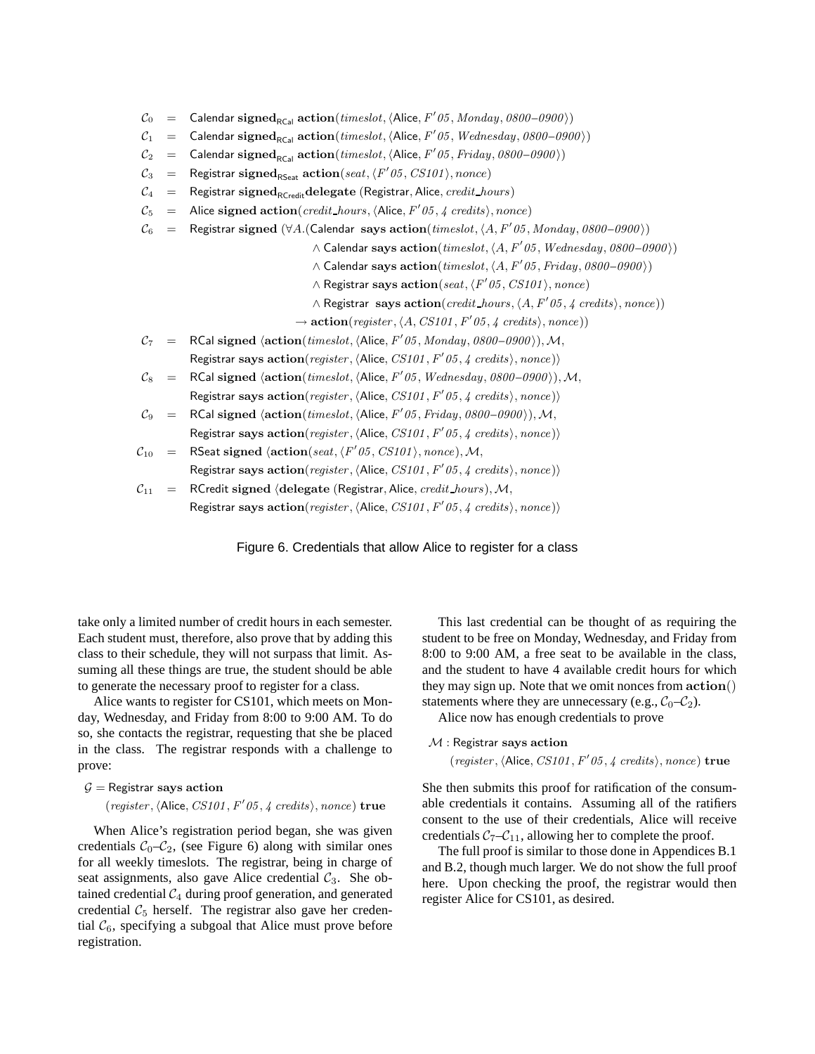$$
\begin{aligned}
\mathcal{C}_0 &= \textsf{Calendar}\ \mathbf{signed}_{\textsf{RCal}}\ \mathbf{action}(\mathit{timeslot}, \langle \textsf{Alice}, F'05, \mathit{Monday}, \mathit{0800\text{–}0900}\rangle) \\
\mathcal{C}_1 &= \textsf{Calendar}\ \mathbf{signed}_{\textsf{RCal}}\ \mathbf{action}(\mathit{timeslot}, \langle \textsf{Alice}, F'05, \mathit{Wednesday}, \mathit{0800\text{–}0900}\rangle) \\
\mathcal{C}_2 &= \textsf{Calendar}\ \mathbf{signed}_{\textsf{RCal}}\ \mathbf{action}(\mathit{timeslot}, \langle \textsf{Alice}, F'05, \mathit{Friday}, \mathit{0800\text{–}0900}\rangle) \\
\mathcal{C}_3 &= \textsf{Registrar}\ \mathbf{signed}_{\textsf{RSeat}}\ \mathbf{action}(\mathit{seat}, \langle F'05, \mathit{CS101}\rangle, \mathit{nonce}) \\
\mathcal{C}_4 &= \textsf{Registrar}\ \mathbf{signed}_{\textsf{RCredit}}\mathbf{delegate}\ (\textsf{Registrar}, \textsf{Alice}, \mathit{credit\_hours}) \\
\mathcal{C}_5 &= \textsf{Alice}\ \mathbf{signed}\ \mathbf{action}(\mathit{credit\_hours}, \langle \textsf{Alice}, F'05, \mathit{4\ credits}\rangle, \mathit{nonce}) \\
\mathcal{C}_6 &= \textsf{Registrar}\ \mathbf{signed}\ (\forall A.(\textsf{Calendar}\ \mathbf{says}\ \mathbf{action}(\mathit{timeslot}, \langle A, F'05, \mathit{Monday}, \mathit{0800\text{–}0900}\rangle) \\
&\qquad \wedge\ \textsf{Calendar}\ \mathbf{says}\ \mathbf{action}(\mathit{timeslot}, \langle A, F'05, \mathit{Wednesday}, \mathit{0800\text{–}0900}\rangle) \\
&\qquad \wedge\ \textsf{Calendar}\ \mathbf{says}\ \mathbf{action}(\mathit{timeslot}, \langle A, F'05, \mathit{Friday}, \mathit{0800\text{–}0900}\rangle) \\
&\qquad \wedge\ \textsf{Registrar}\ \mathbf{says}\ \mathbf{action}(\mathit{seat}, \langle F'05, \mathit{CS101}\rangle, \mathit{nonce}) \\
&\qquad \wedge\ \textsf{Registrar}\ \mathbf{says}\ \mathbf{action}(\mathit{credit\_hours}, \langle A, F'05, \mathit{4\ credits}\rangle, \mathit{nonce})) \\
&\qquad \rightarrow \mathbf{action}(\mathit{register}, \langle A, \mathit{CS101}, F'05, \mathit{4\ credits}\rangle, \mathit{nonce})) \\
\mathcal{C}_7 &= \textsf{RCal}\ \mathbf{signed}\ \langle \mathbf{action}(\mathit{timeslot}, \langle \textsf{Alice}, F'05, \mathit{Monday}, \mathit{0800\text{–}0900}\rangle), \mathcal{M}, \\
&\qquad \textsf{Registrar}\ \mathbf{says}\ \mathbf{action}(\mathit{register}, \langle \textsf{Alice}, \mathit{CS101}, F'05, \mathit{4\ credits}\rangle, \mathit{nonce})\rangle \\
\mathcal{C}_8 &= \textsf{RCal}\ \mathbf{signed}\ \langle \mathbf{action}(\mathit{timeslot}, \langle \textsf{Alice}, F'05, \mathit{Wednesday}, \mathit{0800\text{–}0900}\rangle), \mathcal{M}, \\
&\qquad \textsf{Registrar}\ \mathbf{says}\ \mathbf{action}(\mathit{register}, \langle \textsf{Alice}, \mathit{CS101}, F'05, \mathit{4\ credits}\rangle, \mathit{nonce})\rangle \\
\mathcal{C}_9 &= \textsf{RCal}\ \mathbf{signed}\ \langle \mathbf{action}(\mathit{timeslot}, \langle \textsf{Alice}, F'05, \mathit{Friday}, \mathit{0800\text{–}0900}\rangle), \mathcal{M}, \\
&\qquad \textsf{Registrar}\ \mathbf{says}\ \mathbf{action}(\mathit{register}, \langle \textsf{Alice}, \mathit{CS101}, F'05, \mathit{4\ credits}\rangle, \mathit{nonce})\rangle \\
\mathcal{C}_{10} &= \textsf{RSeat}\ \mathbf{signed}\ \langle \mathbf{action}(\mathit{seat}, \langle F'05, \mathit{CS101}\rangle, \mathit{nonce}), \mathcal{M}, \\
&\qquad \textsf{Registrar}\ \mathbf{says}\ \mathbf{action}(\mathit{register}, \langle \textsf{Alice}, \mathit{CS101}, F'05, \mathit{4\ credits}\rangle, \mathit{nonce})\rangle \\
\mathcal{C}_{11} &= \textsf{RCredit}\ \mathbf{signed}\ \langle \mathbf{delegate}\ (\textsf{Registrar}, \textsf{Alice}, \mathit{credit\_hours}), \mathcal{M}, \\
&\qquad \textsf{Registrar}\ \mathbf{says}\ \mathbf{action}(\mathit{register}, \langle \textsf{Alice}, \mathit{CS101}, F'05, \mathit{4\ credits}\rangle, \mathit{nonce})\rangle
\end{aligned}
$$

Figure 6. Credentials that allow Alice to register for a class

take only a limited number of credit hours in each semester. Each student must, therefore, also prove that by adding this class to their schedule, they will not surpass that limit. Assuming all these things are true, the student should be able to generate the necessary proof to register for a class.

Alice wants to register for CS101, which meets on Monday, Wednesday, and Friday from 8:00 to 9:00 AM. To do so, she contacts the registrar, requesting that she be placed in the class. The registrar responds with a challenge to prove:

$$\mathcal{G} = \textsf{Registrar}\ \mathbf{says}\ \mathbf{action}\ (\mathit{register}, \langle \textsf{Alice}, \mathit{CS101}, F'05, \mathit{4\ credits}\rangle, \mathit{nonce})\ \mathbf{true}$$

When Alice's registration period began, she was given credentials $\mathcal{C}_0$–$\mathcal{C}_2$, (see Figure 6) along with similar ones for all weekly timeslots. The registrar, being in charge of seat assignments, also gave Alice credential $\mathcal{C}_3$. She obtained credential $\mathcal{C}_4$ during proof generation, and generated credential $\mathcal{C}_5$ herself. The registrar also gave her credential $\mathcal{C}_6$, specifying a subgoal that Alice must prove before registration.

This last credential can be thought of as requiring the student to be free on Monday, Wednesday, and Friday from 8:00 to 9:00 AM, a free seat to be available in the class, and the student to have 4 available credit hours for which they may sign up. Note that we omit nonces from $\mathbf{action}()$ statements where they are unnecessary (e.g., $\mathcal{C}_0$–$\mathcal{C}_2$).

Alice now has enough credentials to prove

$$\mathcal{M} : \textsf{Registrar}\ \mathbf{says}\ \mathbf{action}\ (\mathit{register}, \langle \textsf{Alice}, \mathit{CS101}, F'05, \mathit{4\ credits}\rangle, \mathit{nonce})\ \mathbf{true}$$

She then submits this proof for ratification of the consumable credentials it contains. Assuming all of the ratifiers consent to the use of their credentials, Alice will receive credentials $\mathcal{C}_7$–$\mathcal{C}_{11}$, allowing her to complete the proof.

The full proof is similar to those done in Appendices B.1 and B.2, though much larger. We do not show the full proof here. Upon checking the proof, the registrar would then register Alice for CS101, as desired.